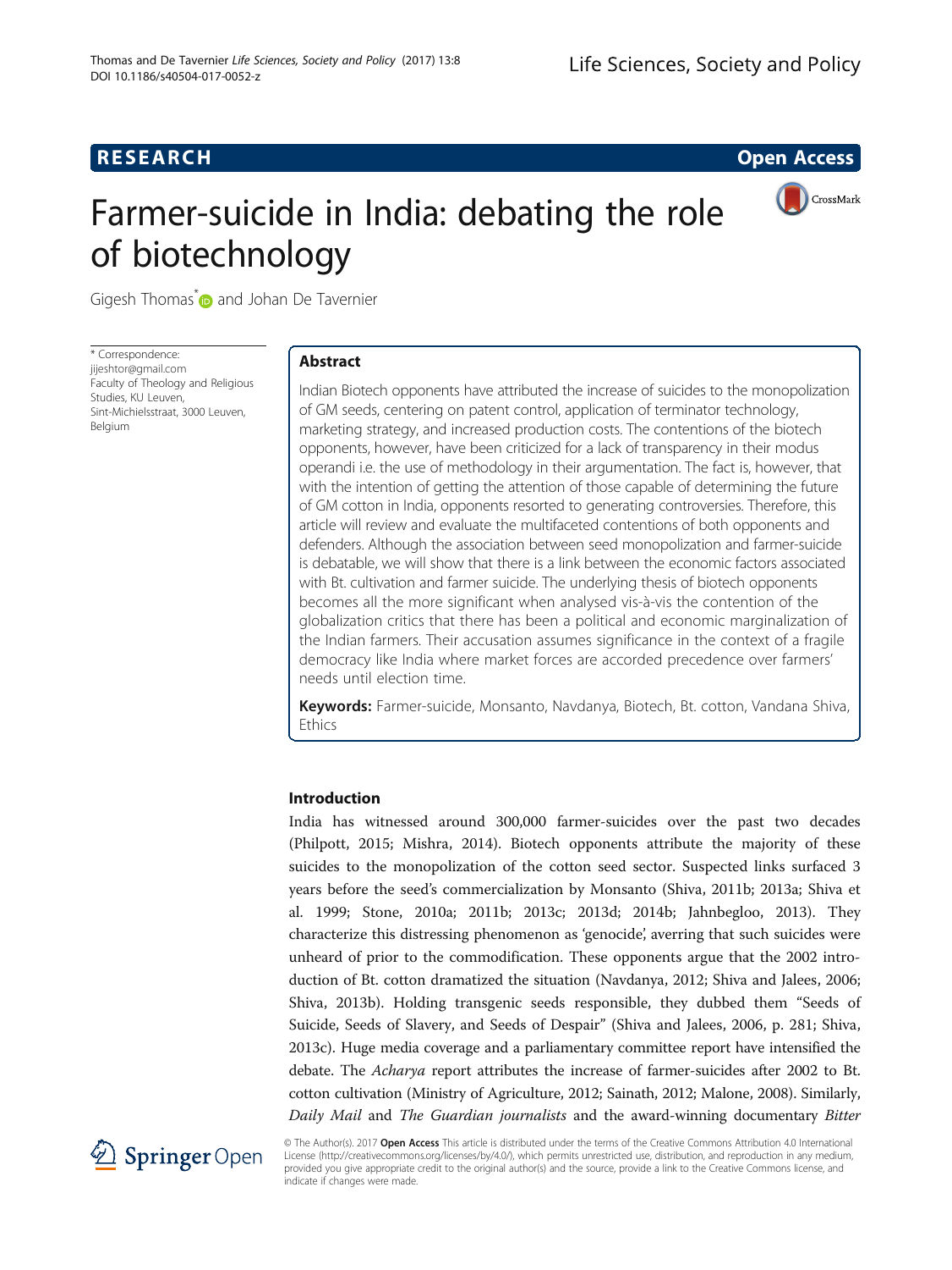**RESEARCH** **Open Access**

# Farmer-suicide in India: debating the role of biotechnology

Gigesh Thomas* and Johan De Tavernier

\* Correspondence:
jijeshtor@gmail.com
Faculty of Theology and Religious Studies, KU Leuven, Sint-Michielsstraat, 3000 Leuven, Belgium

## Abstract

Indian Biotech opponents have attributed the increase of suicides to the monopolization of GM seeds, centering on patent control, application of terminator technology, marketing strategy, and increased production costs. The contentions of the biotech opponents, however, have been criticized for a lack of transparency in their modus operandi i.e. the use of methodology in their argumentation. The fact is, however, that with the intention of getting the attention of those capable of determining the future of GM cotton in India, opponents resorted to generating controversies. Therefore, this article will review and evaluate the multifaceted contentions of both opponents and defenders. Although the association between seed monopolization and farmer-suicide is debatable, we will show that there is a link between the economic factors associated with Bt. cultivation and farmer suicide. The underlying thesis of biotech opponents becomes all the more significant when analysed vis-à-vis the contention of the globalization critics that there has been a political and economic marginalization of the Indian farmers. Their accusation assumes significance in the context of a fragile democracy like India where market forces are accorded precedence over farmers' needs until election time.

**Keywords:** Farmer-suicide, Monsanto, Navdanya, Biotech, Bt. cotton, Vandana Shiva, Ethics

## Introduction

India has witnessed around 300,000 farmer-suicides over the past two decades (Philpott, 2015; Mishra, 2014). Biotech opponents attribute the majority of these suicides to the monopolization of the cotton seed sector. Suspected links surfaced 3 years before the seed's commercialization by Monsanto (Shiva, 2011b; 2013a; Shiva et al. 1999; Stone, 2010a; 2011b; 2013c; 2013d; 2014b; Jahnbegloo, 2013). They characterize this distressing phenomenon as 'genocide', averring that such suicides were unheard of prior to the commodification. These opponents argue that the 2002 introduction of Bt. cotton dramatized the situation (Navdanya, 2012; Shiva and Jalees, 2006; Shiva, 2013b). Holding transgenic seeds responsible, they dubbed them "Seeds of Suicide, Seeds of Slavery, and Seeds of Despair" (Shiva and Jalees, 2006, p. 281; Shiva, 2013c). Huge media coverage and a parliamentary committee report have intensified the debate. The *Acharya* report attributes the increase of farmer-suicides after 2002 to Bt. cotton cultivation (Ministry of Agriculture, 2012; Sainath, 2012; Malone, 2008). Similarly, *Daily Mail* and *The Guardian journalists* and the award-winning documentary *Bitter*

© The Author(s). 2017 **Open Access** This article is distributed under the terms of the Creative Commons Attribution 4.0 International License (http://creativecommons.org/licenses/by/4.0/), which permits unrestricted use, distribution, and reproduction in any medium, provided you give appropriate credit to the original author(s) and the source, provide a link to the Creative Commons license, and indicate if changes were made.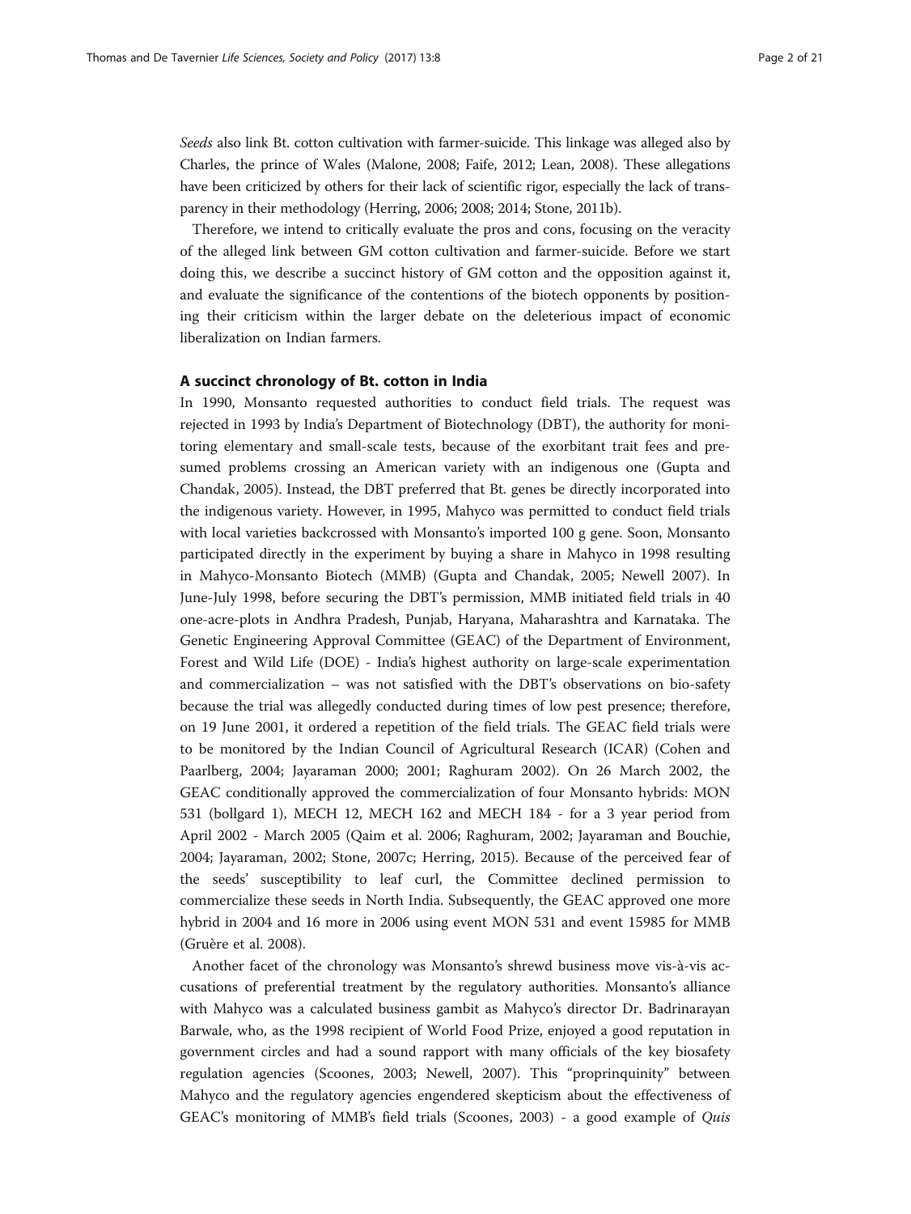*Seeds* also link Bt. cotton cultivation with farmer-suicide. This linkage was alleged also by Charles, the prince of Wales (Malone, 2008; Faife, 2012; Lean, 2008). These allegations have been criticized by others for their lack of scientific rigor, especially the lack of transparency in their methodology (Herring, 2006; 2008; 2014; Stone, 2011b).

Therefore, we intend to critically evaluate the pros and cons, focusing on the veracity of the alleged link between GM cotton cultivation and farmer-suicide. Before we start doing this, we describe a succinct history of GM cotton and the opposition against it, and evaluate the significance of the contentions of the biotech opponents by positioning their criticism within the larger debate on the deleterious impact of economic liberalization on Indian farmers.

## A succinct chronology of Bt. cotton in India

In 1990, Monsanto requested authorities to conduct field trials. The request was rejected in 1993 by India's Department of Biotechnology (DBT), the authority for monitoring elementary and small-scale tests, because of the exorbitant trait fees and presumed problems crossing an American variety with an indigenous one (Gupta and Chandak, 2005). Instead, the DBT preferred that Bt. genes be directly incorporated into the indigenous variety. However, in 1995, Mahyco was permitted to conduct field trials with local varieties backcrossed with Monsanto's imported 100 g gene. Soon, Monsanto participated directly in the experiment by buying a share in Mahyco in 1998 resulting in Mahyco-Monsanto Biotech (MMB) (Gupta and Chandak, 2005; Newell 2007). In June-July 1998, before securing the DBT's permission, MMB initiated field trials in 40 one-acre-plots in Andhra Pradesh, Punjab, Haryana, Maharashtra and Karnataka. The Genetic Engineering Approval Committee (GEAC) of the Department of Environment, Forest and Wild Life (DOE) - India's highest authority on large-scale experimentation and commercialization – was not satisfied with the DBT's observations on bio-safety because the trial was allegedly conducted during times of low pest presence; therefore, on 19 June 2001, it ordered a repetition of the field trials. The GEAC field trials were to be monitored by the Indian Council of Agricultural Research (ICAR) (Cohen and Paarlberg, 2004; Jayaraman 2000; 2001; Raghuram 2002). On 26 March 2002, the GEAC conditionally approved the commercialization of four Monsanto hybrids: MON 531 (bollgard 1), MECH 12, MECH 162 and MECH 184 - for a 3 year period from April 2002 - March 2005 (Qaim et al. 2006; Raghuram, 2002; Jayaraman and Bouchie, 2004; Jayaraman, 2002; Stone, 2007c; Herring, 2015). Because of the perceived fear of the seeds' susceptibility to leaf curl, the Committee declined permission to commercialize these seeds in North India. Subsequently, the GEAC approved one more hybrid in 2004 and 16 more in 2006 using event MON 531 and event 15985 for MMB (Gruère et al. 2008).

Another facet of the chronology was Monsanto's shrewd business move vis-à-vis accusations of preferential treatment by the regulatory authorities. Monsanto's alliance with Mahyco was a calculated business gambit as Mahyco's director Dr. Badrinarayan Barwale, who, as the 1998 recipient of World Food Prize, enjoyed a good reputation in government circles and had a sound rapport with many officials of the key biosafety regulation agencies (Scoones, 2003; Newell, 2007). This "proprinquinity" between Mahyco and the regulatory agencies engendered skepticism about the effectiveness of GEAC's monitoring of MMB's field trials (Scoones, 2003) - a good example of *Quis*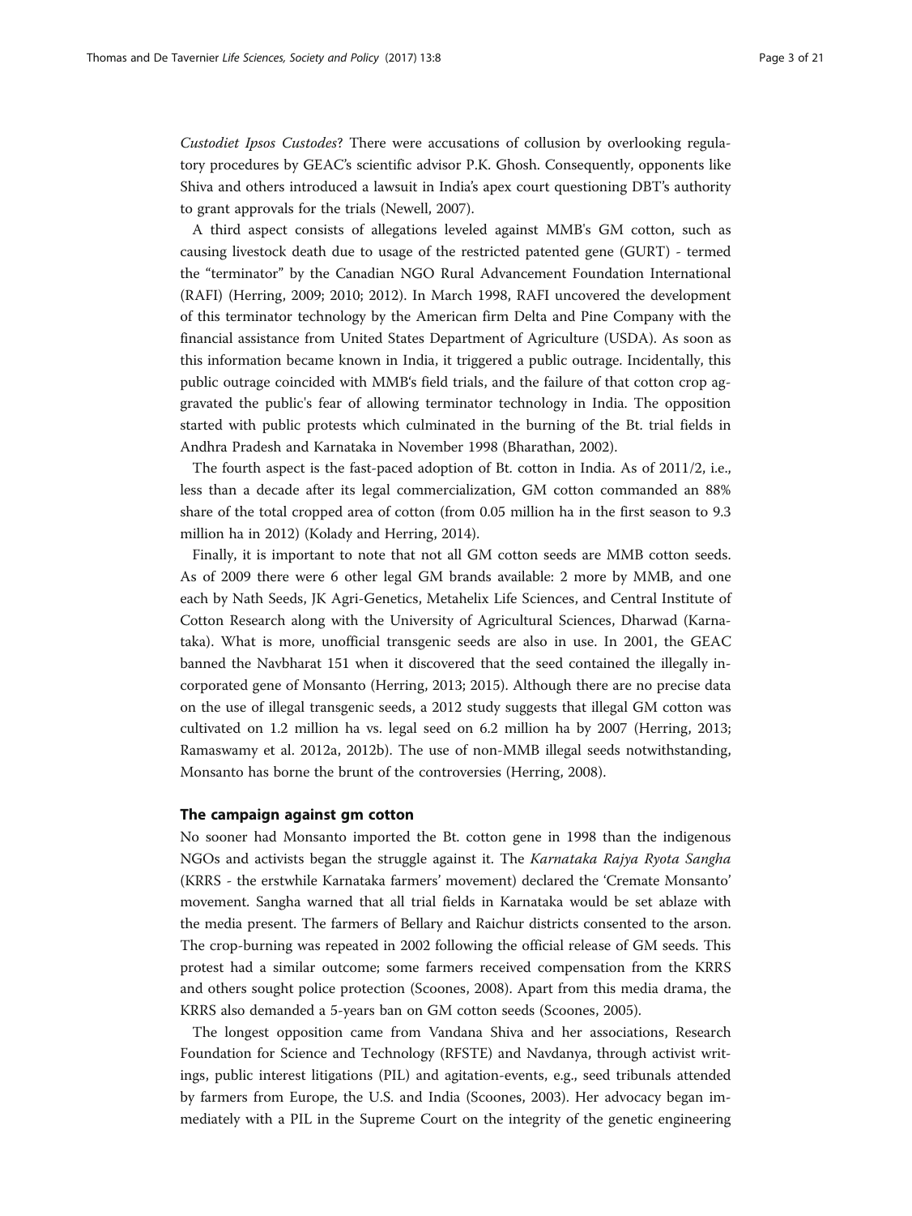*Custodiet Ipsos Custodes*? There were accusations of collusion by overlooking regulatory procedures by GEAC's scientific advisor P.K. Ghosh. Consequently, opponents like Shiva and others introduced a lawsuit in India's apex court questioning DBT's authority to grant approvals for the trials (Newell, 2007).

A third aspect consists of allegations leveled against MMB's GM cotton, such as causing livestock death due to usage of the restricted patented gene (GURT) - termed the "terminator" by the Canadian NGO Rural Advancement Foundation International (RAFI) (Herring, 2009; 2010; 2012). In March 1998, RAFI uncovered the development of this terminator technology by the American firm Delta and Pine Company with the financial assistance from United States Department of Agriculture (USDA). As soon as this information became known in India, it triggered a public outrage. Incidentally, this public outrage coincided with MMB's field trials, and the failure of that cotton crop aggravated the public's fear of allowing terminator technology in India. The opposition started with public protests which culminated in the burning of the Bt. trial fields in Andhra Pradesh and Karnataka in November 1998 (Bharathan, 2002).

The fourth aspect is the fast-paced adoption of Bt. cotton in India. As of 2011/2, i.e., less than a decade after its legal commercialization, GM cotton commanded an 88% share of the total cropped area of cotton (from 0.05 million ha in the first season to 9.3 million ha in 2012) (Kolady and Herring, 2014).

Finally, it is important to note that not all GM cotton seeds are MMB cotton seeds. As of 2009 there were 6 other legal GM brands available: 2 more by MMB, and one each by Nath Seeds, JK Agri-Genetics, Metahelix Life Sciences, and Central Institute of Cotton Research along with the University of Agricultural Sciences, Dharwad (Karnataka). What is more, unofficial transgenic seeds are also in use. In 2001, the GEAC banned the Navbharat 151 when it discovered that the seed contained the illegally incorporated gene of Monsanto (Herring, 2013; 2015). Although there are no precise data on the use of illegal transgenic seeds, a 2012 study suggests that illegal GM cotton was cultivated on 1.2 million ha vs. legal seed on 6.2 million ha by 2007 (Herring, 2013; Ramaswamy et al. 2012a, 2012b). The use of non-MMB illegal seeds notwithstanding, Monsanto has borne the brunt of the controversies (Herring, 2008).

## The campaign against gm cotton

No sooner had Monsanto imported the Bt. cotton gene in 1998 than the indigenous NGOs and activists began the struggle against it. The *Karnataka Rajya Ryota Sangha* (KRRS - the erstwhile Karnataka farmers' movement) declared the 'Cremate Monsanto' movement. Sangha warned that all trial fields in Karnataka would be set ablaze with the media present. The farmers of Bellary and Raichur districts consented to the arson. The crop-burning was repeated in 2002 following the official release of GM seeds. This protest had a similar outcome; some farmers received compensation from the KRRS and others sought police protection (Scoones, 2008). Apart from this media drama, the KRRS also demanded a 5-years ban on GM cotton seeds (Scoones, 2005).

The longest opposition came from Vandana Shiva and her associations, Research Foundation for Science and Technology (RFSTE) and Navdanya, through activist writings, public interest litigations (PIL) and agitation-events, e.g., seed tribunals attended by farmers from Europe, the U.S. and India (Scoones, 2003). Her advocacy began immediately with a PIL in the Supreme Court on the integrity of the genetic engineering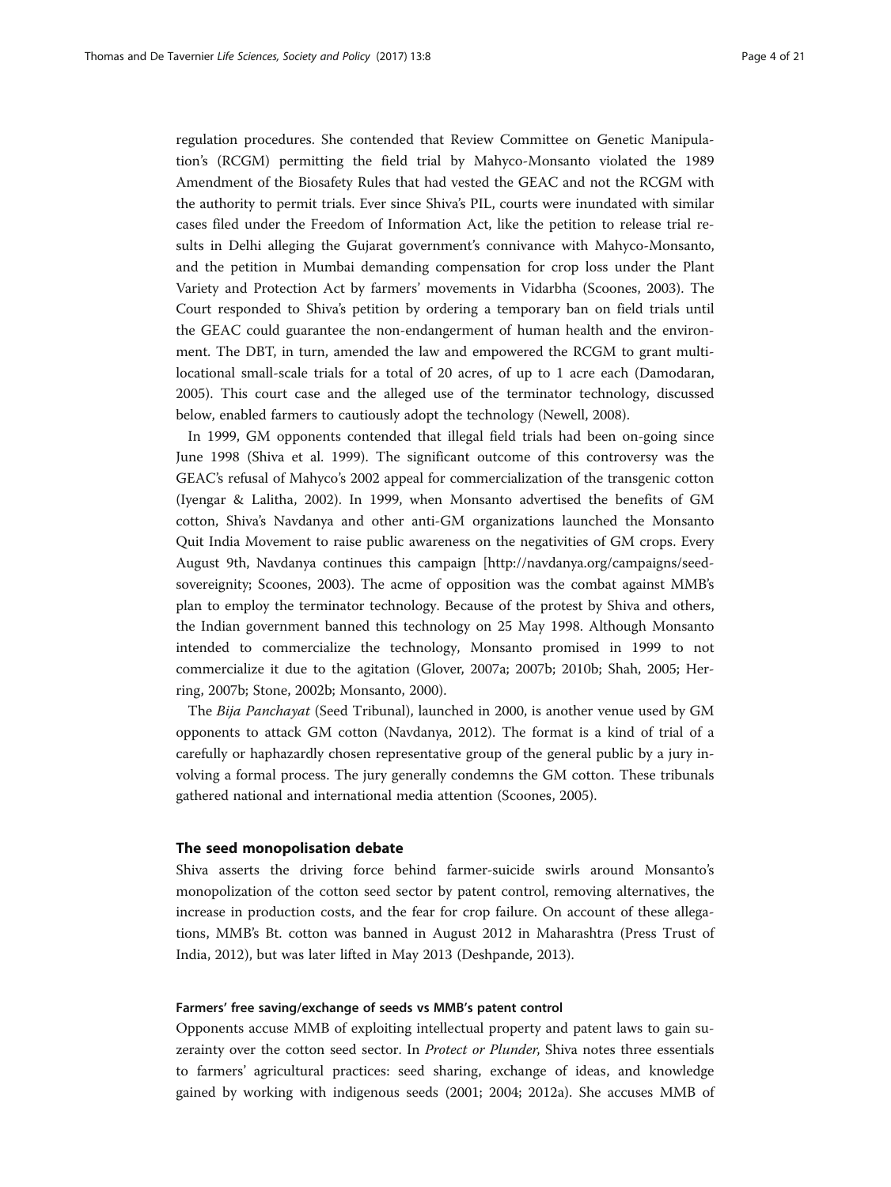regulation procedures. She contended that Review Committee on Genetic Manipulation's (RCGM) permitting the field trial by Mahyco-Monsanto violated the 1989 Amendment of the Biosafety Rules that had vested the GEAC and not the RCGM with the authority to permit trials. Ever since Shiva's PIL, courts were inundated with similar cases filed under the Freedom of Information Act, like the petition to release trial results in Delhi alleging the Gujarat government's connivance with Mahyco-Monsanto, and the petition in Mumbai demanding compensation for crop loss under the Plant Variety and Protection Act by farmers' movements in Vidarbha (Scoones, 2003). The Court responded to Shiva's petition by ordering a temporary ban on field trials until the GEAC could guarantee the non-endangerment of human health and the environment. The DBT, in turn, amended the law and empowered the RCGM to grant multi-locational small-scale trials for a total of 20 acres, of up to 1 acre each (Damodaran, 2005). This court case and the alleged use of the terminator technology, discussed below, enabled farmers to cautiously adopt the technology (Newell, 2008).

In 1999, GM opponents contended that illegal field trials had been on-going since June 1998 (Shiva et al. 1999). The significant outcome of this controversy was the GEAC's refusal of Mahyco's 2002 appeal for commercialization of the transgenic cotton (Iyengar & Lalitha, 2002). In 1999, when Monsanto advertised the benefits of GM cotton, Shiva's Navdanya and other anti-GM organizations launched the Monsanto Quit India Movement to raise public awareness on the negativities of GM crops. Every August 9th, Navdanya continues this campaign [http://navdanya.org/campaigns/seed-sovereignity; Scoones, 2003). The acme of opposition was the combat against MMB's plan to employ the terminator technology. Because of the protest by Shiva and others, the Indian government banned this technology on 25 May 1998. Although Monsanto intended to commercialize the technology, Monsanto promised in 1999 to not commercialize it due to the agitation (Glover, 2007a; 2007b; 2010b; Shah, 2005; Herring, 2007b; Stone, 2002b; Monsanto, 2000).

The *Bija Panchayat* (Seed Tribunal), launched in 2000, is another venue used by GM opponents to attack GM cotton (Navdanya, 2012). The format is a kind of trial of a carefully or haphazardly chosen representative group of the general public by a jury involving a formal process. The jury generally condemns the GM cotton. These tribunals gathered national and international media attention (Scoones, 2005).

## The seed monopolisation debate

Shiva asserts the driving force behind farmer-suicide swirls around Monsanto's monopolization of the cotton seed sector by patent control, removing alternatives, the increase in production costs, and the fear for crop failure. On account of these allegations, MMB's Bt. cotton was banned in August 2012 in Maharashtra (Press Trust of India, 2012), but was later lifted in May 2013 (Deshpande, 2013).

### Farmers' free saving/exchange of seeds vs MMB's patent control

Opponents accuse MMB of exploiting intellectual property and patent laws to gain suzerainty over the cotton seed sector. In *Protect or Plunder*, Shiva notes three essentials to farmers' agricultural practices: seed sharing, exchange of ideas, and knowledge gained by working with indigenous seeds (2001; 2004; 2012a). She accuses MMB of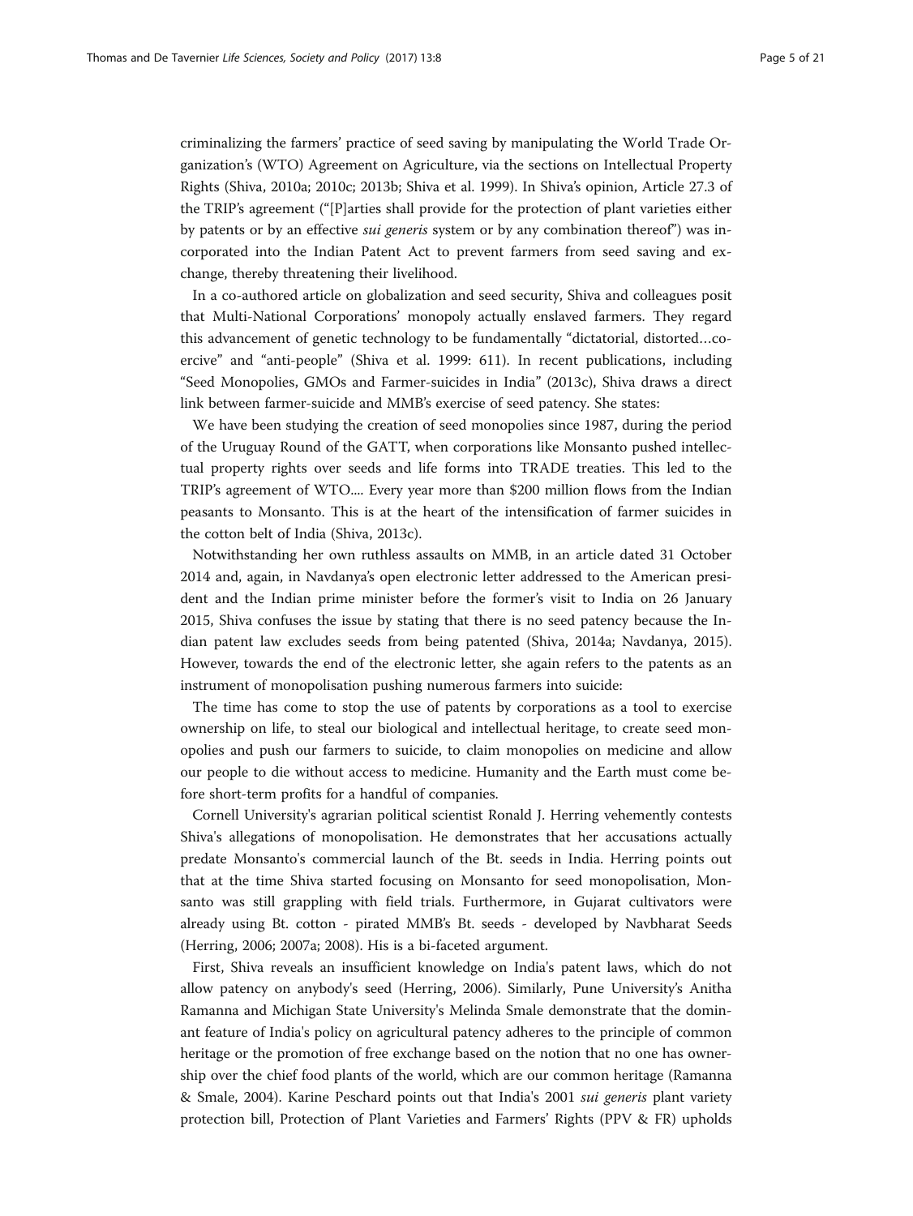criminalizing the farmers' practice of seed saving by manipulating the World Trade Organization's (WTO) Agreement on Agriculture, via the sections on Intellectual Property Rights (Shiva, 2010a; 2010c; 2013b; Shiva et al. 1999). In Shiva's opinion, Article 27.3 of the TRIP's agreement ("[P]arties shall provide for the protection of plant varieties either by patents or by an effective *sui generis* system or by any combination thereof") was incorporated into the Indian Patent Act to prevent farmers from seed saving and exchange, thereby threatening their livelihood.

In a co-authored article on globalization and seed security, Shiva and colleagues posit that Multi-National Corporations' monopoly actually enslaved farmers. They regard this advancement of genetic technology to be fundamentally "dictatorial, distorted…coercive" and "anti-people" (Shiva et al. 1999: 611). In recent publications, including "Seed Monopolies, GMOs and Farmer-suicides in India" (2013c), Shiva draws a direct link between farmer-suicide and MMB's exercise of seed patency. She states:

We have been studying the creation of seed monopolies since 1987, during the period of the Uruguay Round of the GATT, when corporations like Monsanto pushed intellectual property rights over seeds and life forms into TRADE treaties. This led to the TRIP's agreement of WTO.... Every year more than $200 million flows from the Indian peasants to Monsanto. This is at the heart of the intensification of farmer suicides in the cotton belt of India (Shiva, 2013c).

Notwithstanding her own ruthless assaults on MMB, in an article dated 31 October 2014 and, again, in Navdanya's open electronic letter addressed to the American president and the Indian prime minister before the former's visit to India on 26 January 2015, Shiva confuses the issue by stating that there is no seed patency because the Indian patent law excludes seeds from being patented (Shiva, 2014a; Navdanya, 2015). However, towards the end of the electronic letter, she again refers to the patents as an instrument of monopolisation pushing numerous farmers into suicide:

The time has come to stop the use of patents by corporations as a tool to exercise ownership on life, to steal our biological and intellectual heritage, to create seed monopolies and push our farmers to suicide, to claim monopolies on medicine and allow our people to die without access to medicine. Humanity and the Earth must come before short-term profits for a handful of companies.

Cornell University's agrarian political scientist Ronald J. Herring vehemently contests Shiva's allegations of monopolisation. He demonstrates that her accusations actually predate Monsanto's commercial launch of the Bt. seeds in India. Herring points out that at the time Shiva started focusing on Monsanto for seed monopolisation, Monsanto was still grappling with field trials. Furthermore, in Gujarat cultivators were already using Bt. cotton - pirated MMB's Bt. seeds - developed by Navbharat Seeds (Herring, 2006; 2007a; 2008). His is a bi-faceted argument.

First, Shiva reveals an insufficient knowledge on India's patent laws, which do not allow patency on anybody's seed (Herring, 2006). Similarly, Pune University's Anitha Ramanna and Michigan State University's Melinda Smale demonstrate that the dominant feature of India's policy on agricultural patency adheres to the principle of common heritage or the promotion of free exchange based on the notion that no one has ownership over the chief food plants of the world, which are our common heritage (Ramanna & Smale, 2004). Karine Peschard points out that India's 2001 *sui generis* plant variety protection bill, Protection of Plant Varieties and Farmers' Rights (PPV & FR) upholds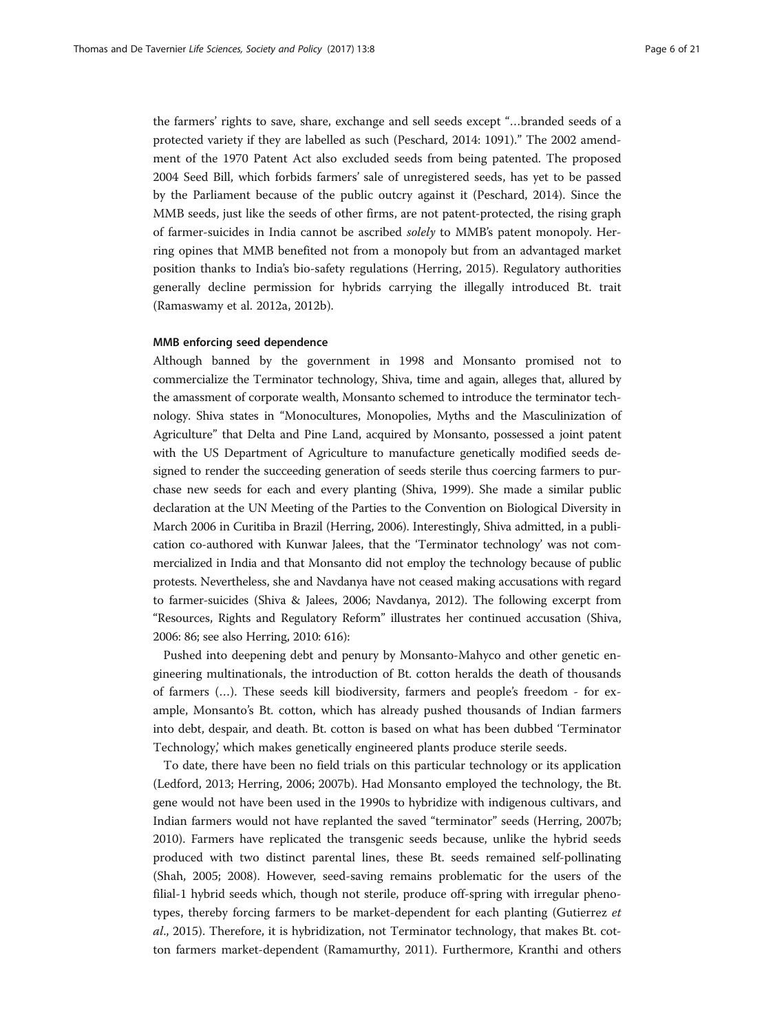the farmers' rights to save, share, exchange and sell seeds except "…branded seeds of a protected variety if they are labelled as such (Peschard, 2014: 1091)." The 2002 amendment of the 1970 Patent Act also excluded seeds from being patented. The proposed 2004 Seed Bill, which forbids farmers' sale of unregistered seeds, has yet to be passed by the Parliament because of the public outcry against it (Peschard, 2014). Since the MMB seeds, just like the seeds of other firms, are not patent-protected, the rising graph of farmer-suicides in India cannot be ascribed *solely* to MMB's patent monopoly. Herring opines that MMB benefited not from a monopoly but from an advantaged market position thanks to India's bio-safety regulations (Herring, 2015). Regulatory authorities generally decline permission for hybrids carrying the illegally introduced Bt. trait (Ramaswamy et al. 2012a, 2012b).

#### MMB enforcing seed dependence

Although banned by the government in 1998 and Monsanto promised not to commercialize the Terminator technology, Shiva, time and again, alleges that, allured by the amassment of corporate wealth, Monsanto schemed to introduce the terminator technology. Shiva states in "Monocultures, Monopolies, Myths and the Masculinization of Agriculture" that Delta and Pine Land, acquired by Monsanto, possessed a joint patent with the US Department of Agriculture to manufacture genetically modified seeds designed to render the succeeding generation of seeds sterile thus coercing farmers to purchase new seeds for each and every planting (Shiva, 1999). She made a similar public declaration at the UN Meeting of the Parties to the Convention on Biological Diversity in March 2006 in Curitiba in Brazil (Herring, 2006). Interestingly, Shiva admitted, in a publication co-authored with Kunwar Jalees, that the 'Terminator technology' was not commercialized in India and that Monsanto did not employ the technology because of public protests. Nevertheless, she and Navdanya have not ceased making accusations with regard to farmer-suicides (Shiva & Jalees, 2006; Navdanya, 2012). The following excerpt from "Resources, Rights and Regulatory Reform" illustrates her continued accusation (Shiva, 2006: 86; see also Herring, 2010: 616):

> Pushed into deepening debt and penury by Monsanto-Mahyco and other genetic engineering multinationals, the introduction of Bt. cotton heralds the death of thousands of farmers (…). These seeds kill biodiversity, farmers and people's freedom - for example, Monsanto's Bt. cotton, which has already pushed thousands of Indian farmers into debt, despair, and death. Bt. cotton is based on what has been dubbed 'Terminator Technology,' which makes genetically engineered plants produce sterile seeds.

To date, there have been no field trials on this particular technology or its application (Ledford, 2013; Herring, 2006; 2007b). Had Monsanto employed the technology, the Bt. gene would not have been used in the 1990s to hybridize with indigenous cultivars, and Indian farmers would not have replanted the saved "terminator" seeds (Herring, 2007b; 2010). Farmers have replicated the transgenic seeds because, unlike the hybrid seeds produced with two distinct parental lines, these Bt. seeds remained self-pollinating (Shah, 2005; 2008). However, seed-saving remains problematic for the users of the filial-1 hybrid seeds which, though not sterile, produce off-spring with irregular phenotypes, thereby forcing farmers to be market-dependent for each planting (Gutierrez *et al*., 2015). Therefore, it is hybridization, not Terminator technology, that makes Bt. cotton farmers market-dependent (Ramamurthy, 2011). Furthermore, Kranthi and others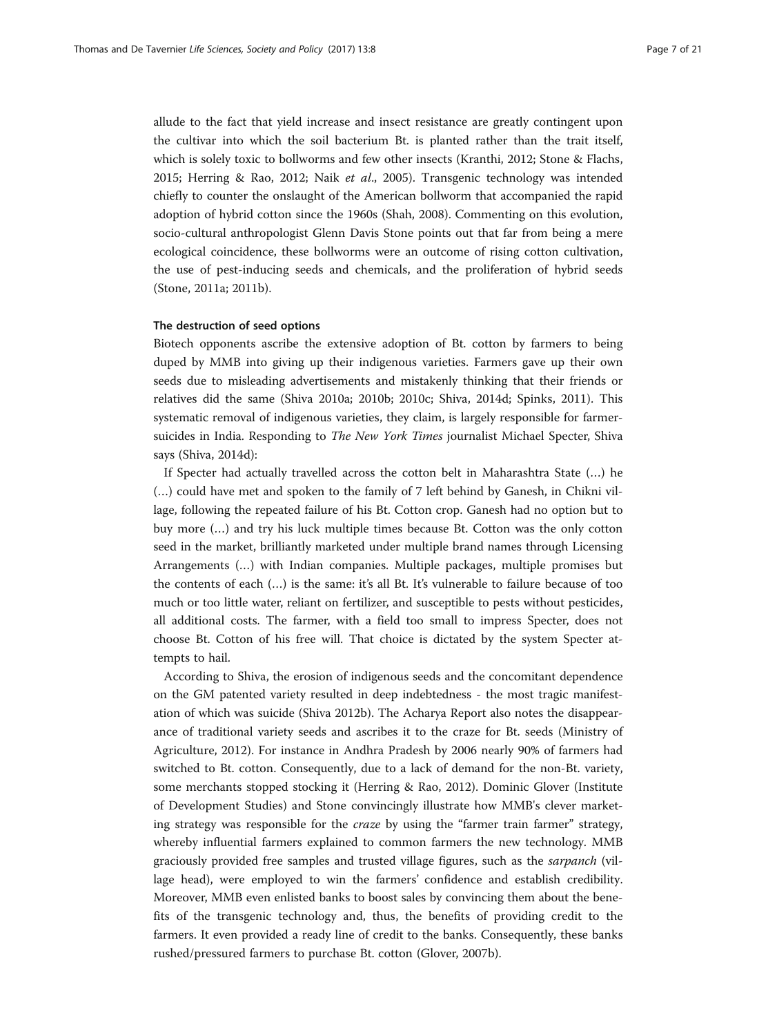allude to the fact that yield increase and insect resistance are greatly contingent upon the cultivar into which the soil bacterium Bt. is planted rather than the trait itself, which is solely toxic to bollworms and few other insects (Kranthi, 2012; Stone & Flachs, 2015; Herring & Rao, 2012; Naik *et al*., 2005). Transgenic technology was intended chiefly to counter the onslaught of the American bollworm that accompanied the rapid adoption of hybrid cotton since the 1960s (Shah, 2008). Commenting on this evolution, socio-cultural anthropologist Glenn Davis Stone points out that far from being a mere ecological coincidence, these bollworms were an outcome of rising cotton cultivation, the use of pest-inducing seeds and chemicals, and the proliferation of hybrid seeds (Stone, 2011a; 2011b).

#### The destruction of seed options

Biotech opponents ascribe the extensive adoption of Bt. cotton by farmers to being duped by MMB into giving up their indigenous varieties. Farmers gave up their own seeds due to misleading advertisements and mistakenly thinking that their friends or relatives did the same (Shiva 2010a; 2010b; 2010c; Shiva, 2014d; Spinks, 2011). This systematic removal of indigenous varieties, they claim, is largely responsible for farmer-suicides in India. Responding to *The New York Times* journalist Michael Specter, Shiva says (Shiva, 2014d):

If Specter had actually travelled across the cotton belt in Maharashtra State (…) he (…) could have met and spoken to the family of 7 left behind by Ganesh, in Chikni village, following the repeated failure of his Bt. Cotton crop. Ganesh had no option but to buy more (…) and try his luck multiple times because Bt. Cotton was the only cotton seed in the market, brilliantly marketed under multiple brand names through Licensing Arrangements (…) with Indian companies. Multiple packages, multiple promises but the contents of each (…) is the same: it's all Bt. It's vulnerable to failure because of too much or too little water, reliant on fertilizer, and susceptible to pests without pesticides, all additional costs. The farmer, with a field too small to impress Specter, does not choose Bt. Cotton of his free will. That choice is dictated by the system Specter attempts to hail.

According to Shiva, the erosion of indigenous seeds and the concomitant dependence on the GM patented variety resulted in deep indebtedness - the most tragic manifestation of which was suicide (Shiva 2012b). The Acharya Report also notes the disappearance of traditional variety seeds and ascribes it to the craze for Bt. seeds (Ministry of Agriculture, 2012). For instance in Andhra Pradesh by 2006 nearly 90% of farmers had switched to Bt. cotton. Consequently, due to a lack of demand for the non-Bt. variety, some merchants stopped stocking it (Herring & Rao, 2012). Dominic Glover (Institute of Development Studies) and Stone convincingly illustrate how MMB's clever marketing strategy was responsible for the *craze* by using the "farmer train farmer" strategy, whereby influential farmers explained to common farmers the new technology. MMB graciously provided free samples and trusted village figures, such as the *sarpanch* (village head), were employed to win the farmers' confidence and establish credibility. Moreover, MMB even enlisted banks to boost sales by convincing them about the benefits of the transgenic technology and, thus, the benefits of providing credit to the farmers. It even provided a ready line of credit to the banks. Consequently, these banks rushed/pressured farmers to purchase Bt. cotton (Glover, 2007b).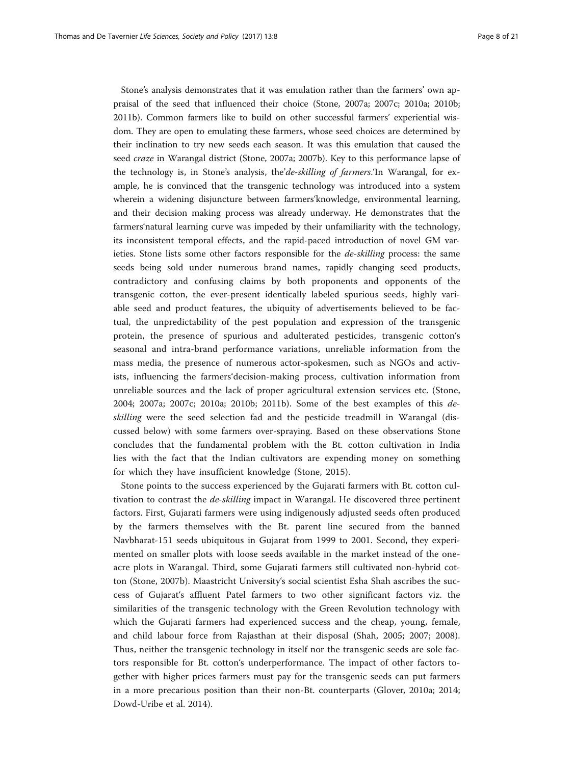Stone's analysis demonstrates that it was emulation rather than the farmers' own appraisal of the seed that influenced their choice (Stone, 2007a; 2007c; 2010a; 2010b; 2011b). Common farmers like to build on other successful farmers' experiential wisdom. They are open to emulating these farmers, whose seed choices are determined by their inclination to try new seeds each season. It was this emulation that caused the seed *craze* in Warangal district (Stone, 2007a; 2007b). Key to this performance lapse of the technology is, in Stone's analysis, the'*de-skilling of farmers*.'In Warangal, for example, he is convinced that the transgenic technology was introduced into a system wherein a widening disjuncture between farmers'knowledge, environmental learning, and their decision making process was already underway. He demonstrates that the farmers'natural learning curve was impeded by their unfamiliarity with the technology, its inconsistent temporal effects, and the rapid-paced introduction of novel GM varieties. Stone lists some other factors responsible for the *de-skilling* process: the same seeds being sold under numerous brand names, rapidly changing seed products, contradictory and confusing claims by both proponents and opponents of the transgenic cotton, the ever-present identically labeled spurious seeds, highly variable seed and product features, the ubiquity of advertisements believed to be factual, the unpredictability of the pest population and expression of the transgenic protein, the presence of spurious and adulterated pesticides, transgenic cotton's seasonal and intra-brand performance variations, unreliable information from the mass media, the presence of numerous actor-spokesmen, such as NGOs and activists, influencing the farmers'decision-making process, cultivation information from unreliable sources and the lack of proper agricultural extension services etc. (Stone, 2004; 2007a; 2007c; 2010a; 2010b; 2011b). Some of the best examples of this *de-skilling* were the seed selection fad and the pesticide treadmill in Warangal (discussed below) with some farmers over-spraying. Based on these observations Stone concludes that the fundamental problem with the Bt. cotton cultivation in India lies with the fact that the Indian cultivators are expending money on something for which they have insufficient knowledge (Stone, 2015).

Stone points to the success experienced by the Gujarati farmers with Bt. cotton cultivation to contrast the *de-skilling* impact in Warangal. He discovered three pertinent factors. First, Gujarati farmers were using indigenously adjusted seeds often produced by the farmers themselves with the Bt. parent line secured from the banned Navbharat-151 seeds ubiquitous in Gujarat from 1999 to 2001. Second, they experimented on smaller plots with loose seeds available in the market instead of the one-acre plots in Warangal. Third, some Gujarati farmers still cultivated non-hybrid cotton (Stone, 2007b). Maastricht University's social scientist Esha Shah ascribes the success of Gujarat's affluent Patel farmers to two other significant factors viz. the similarities of the transgenic technology with the Green Revolution technology with which the Gujarati farmers had experienced success and the cheap, young, female, and child labour force from Rajasthan at their disposal (Shah, 2005; 2007; 2008). Thus, neither the transgenic technology in itself nor the transgenic seeds are sole factors responsible for Bt. cotton's underperformance. The impact of other factors together with higher prices farmers must pay for the transgenic seeds can put farmers in a more precarious position than their non-Bt. counterparts (Glover, 2010a; 2014; Dowd-Uribe et al. 2014).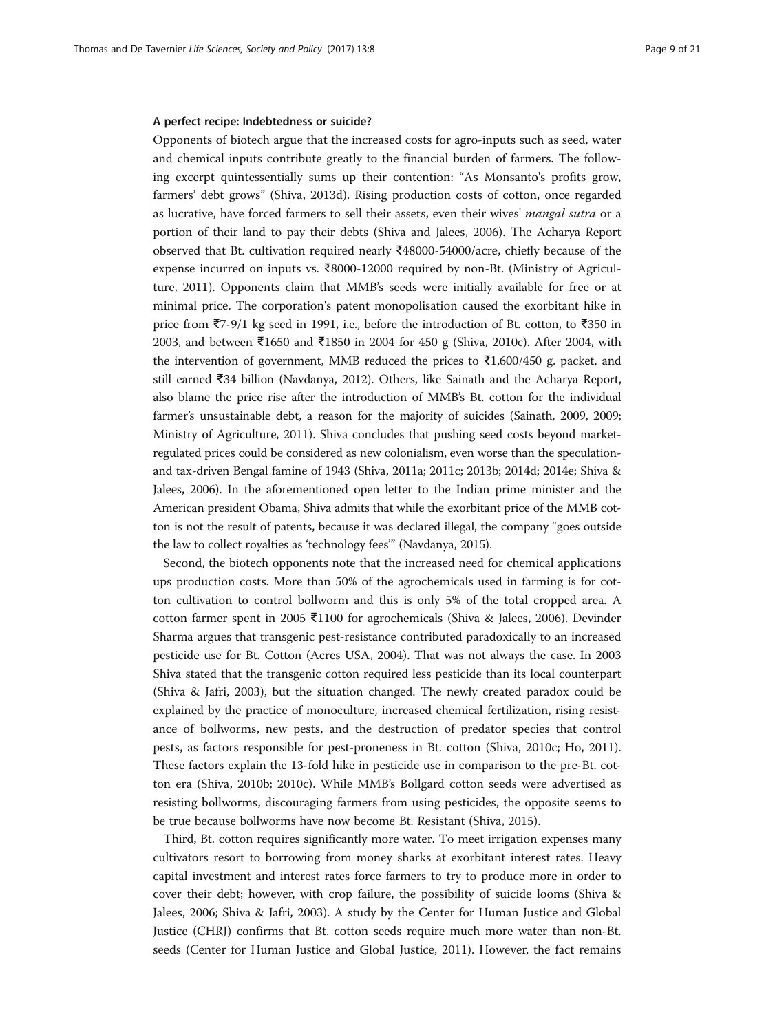#### A perfect recipe: Indebtedness or suicide?

Opponents of biotech argue that the increased costs for agro-inputs such as seed, water and chemical inputs contribute greatly to the financial burden of farmers. The following excerpt quintessentially sums up their contention: "As Monsanto's profits grow, farmers' debt grows" (Shiva, 2013d). Rising production costs of cotton, once regarded as lucrative, have forced farmers to sell their assets, even their wives' *mangal sutra* or a portion of their land to pay their debts (Shiva and Jalees, 2006). The Acharya Report observed that Bt. cultivation required nearly ₹48000-54000/acre, chiefly because of the expense incurred on inputs vs. ₹8000-12000 required by non-Bt. (Ministry of Agriculture, 2011). Opponents claim that MMB's seeds were initially available for free or at minimal price. The corporation's patent monopolisation caused the exorbitant hike in price from ₹7-9/1 kg seed in 1991, i.e., before the introduction of Bt. cotton, to ₹350 in 2003, and between ₹1650 and ₹1850 in 2004 for 450 g (Shiva, 2010c). After 2004, with the intervention of government, MMB reduced the prices to ₹1,600/450 g. packet, and still earned ₹34 billion (Navdanya, 2012). Others, like Sainath and the Acharya Report, also blame the price rise after the introduction of MMB's Bt. cotton for the individual farmer's unsustainable debt, a reason for the majority of suicides (Sainath, 2009, 2009; Ministry of Agriculture, 2011). Shiva concludes that pushing seed costs beyond market-regulated prices could be considered as new colonialism, even worse than the speculation-and tax-driven Bengal famine of 1943 (Shiva, 2011a; 2011c; 2013b; 2014d; 2014e; Shiva & Jalees, 2006). In the aforementioned open letter to the Indian prime minister and the American president Obama, Shiva admits that while the exorbitant price of the MMB cotton is not the result of patents, because it was declared illegal, the company "goes outside the law to collect royalties as 'technology fees'" (Navdanya, 2015).

Second, the biotech opponents note that the increased need for chemical applications ups production costs. More than 50% of the agrochemicals used in farming is for cotton cultivation to control bollworm and this is only 5% of the total cropped area. A cotton farmer spent in 2005 ₹1100 for agrochemicals (Shiva & Jalees, 2006). Devinder Sharma argues that transgenic pest-resistance contributed paradoxically to an increased pesticide use for Bt. Cotton (Acres USA, 2004). That was not always the case. In 2003 Shiva stated that the transgenic cotton required less pesticide than its local counterpart (Shiva & Jafri, 2003), but the situation changed. The newly created paradox could be explained by the practice of monoculture, increased chemical fertilization, rising resistance of bollworms, new pests, and the destruction of predator species that control pests, as factors responsible for pest-proneness in Bt. cotton (Shiva, 2010c; Ho, 2011). These factors explain the 13-fold hike in pesticide use in comparison to the pre-Bt. cotton era (Shiva, 2010b; 2010c). While MMB's Bollgard cotton seeds were advertised as resisting bollworms, discouraging farmers from using pesticides, the opposite seems to be true because bollworms have now become Bt. Resistant (Shiva, 2015).

Third, Bt. cotton requires significantly more water. To meet irrigation expenses many cultivators resort to borrowing from money sharks at exorbitant interest rates. Heavy capital investment and interest rates force farmers to try to produce more in order to cover their debt; however, with crop failure, the possibility of suicide looms (Shiva & Jalees, 2006; Shiva & Jafri, 2003). A study by the Center for Human Justice and Global Justice (CHRJ) confirms that Bt. cotton seeds require much more water than non-Bt. seeds (Center for Human Justice and Global Justice, 2011). However, the fact remains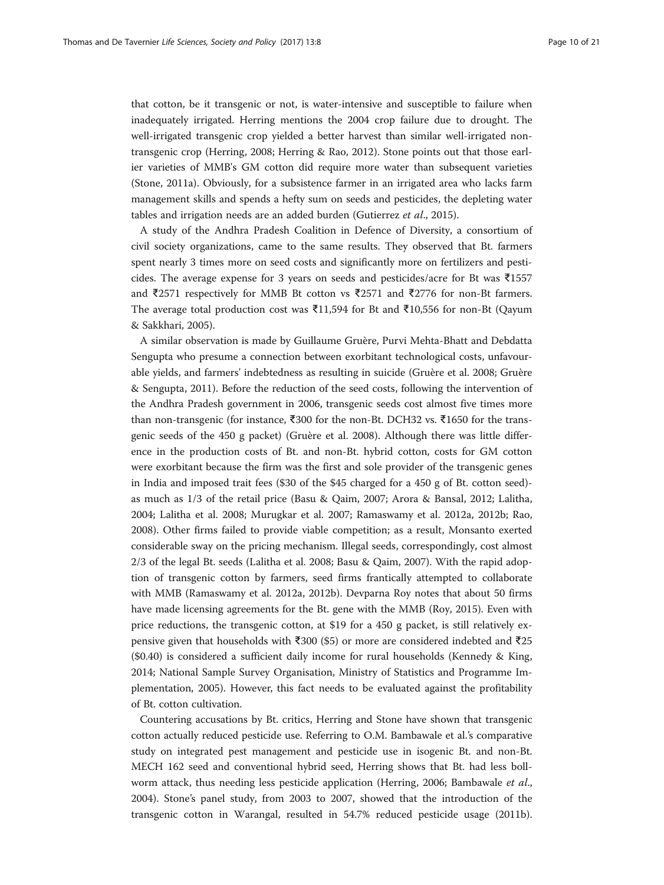that cotton, be it transgenic or not, is water-intensive and susceptible to failure when inadequately irrigated. Herring mentions the 2004 crop failure due to drought. The well-irrigated transgenic crop yielded a better harvest than similar well-irrigated non-transgenic crop (Herring, 2008; Herring & Rao, 2012). Stone points out that those earlier varieties of MMB's GM cotton did require more water than subsequent varieties (Stone, 2011a). Obviously, for a subsistence farmer in an irrigated area who lacks farm management skills and spends a hefty sum on seeds and pesticides, the depleting water tables and irrigation needs are an added burden (Gutierrez *et al*., 2015).

A study of the Andhra Pradesh Coalition in Defence of Diversity, a consortium of civil society organizations, came to the same results. They observed that Bt. farmers spent nearly 3 times more on seed costs and significantly more on fertilizers and pesticides. The average expense for 3 years on seeds and pesticides/acre for Bt was ₹1557 and ₹2571 respectively for MMB Bt cotton vs ₹2571 and ₹2776 for non-Bt farmers. The average total production cost was ₹11,594 for Bt and ₹10,556 for non-Bt (Qayum & Sakkhari, 2005).

A similar observation is made by Guillaume Gruère, Purvi Mehta-Bhatt and Debdatta Sengupta who presume a connection between exorbitant technological costs, unfavourable yields, and farmers' indebtedness as resulting in suicide (Gruère et al. 2008; Gruère & Sengupta, 2011). Before the reduction of the seed costs, following the intervention of the Andhra Pradesh government in 2006, transgenic seeds cost almost five times more than non-transgenic (for instance, ₹300 for the non-Bt. DCH32 vs. ₹1650 for the transgenic seeds of the 450 g packet) (Gruère et al. 2008). Although there was little difference in the production costs of Bt. and non-Bt. hybrid cotton, costs for GM cotton were exorbitant because the firm was the first and sole provider of the transgenic genes in India and imposed trait fees ($30 of the $45 charged for a 450 g of Bt. cotton seed)- as much as 1/3 of the retail price (Basu & Qaim, 2007; Arora & Bansal, 2012; Lalitha, 2004; Lalitha et al. 2008; Murugkar et al. 2007; Ramaswamy et al. 2012a, 2012b; Rao, 2008). Other firms failed to provide viable competition; as a result, Monsanto exerted considerable sway on the pricing mechanism. Illegal seeds, correspondingly, cost almost 2/3 of the legal Bt. seeds (Lalitha et al. 2008; Basu & Qaim, 2007). With the rapid adoption of transgenic cotton by farmers, seed firms frantically attempted to collaborate with MMB (Ramaswamy et al. 2012a, 2012b). Devparna Roy notes that about 50 firms have made licensing agreements for the Bt. gene with the MMB (Roy, 2015). Even with price reductions, the transgenic cotton, at $19 for a 450 g packet, is still relatively expensive given that households with ₹300 ($5) or more are considered indebted and ₹25 ($0.40) is considered a sufficient daily income for rural households (Kennedy & King, 2014; National Sample Survey Organisation, Ministry of Statistics and Programme Implementation, 2005). However, this fact needs to be evaluated against the profitability of Bt. cotton cultivation.

Countering accusations by Bt. critics, Herring and Stone have shown that transgenic cotton actually reduced pesticide use. Referring to O.M. Bambawale et al.'s comparative study on integrated pest management and pesticide use in isogenic Bt. and non-Bt. MECH 162 seed and conventional hybrid seed, Herring shows that Bt. had less bollworm attack, thus needing less pesticide application (Herring, 2006; Bambawale *et al*., 2004). Stone's panel study, from 2003 to 2007, showed that the introduction of the transgenic cotton in Warangal, resulted in 54.7% reduced pesticide usage (2011b).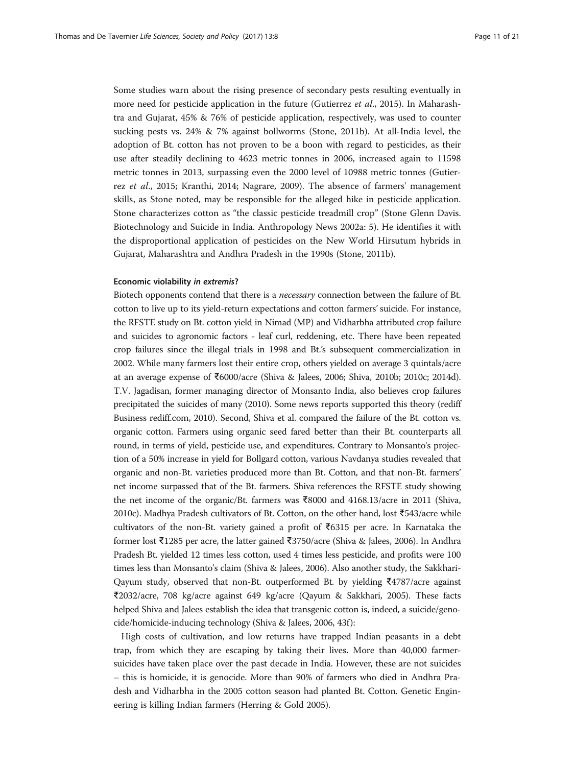Some studies warn about the rising presence of secondary pests resulting eventually in more need for pesticide application in the future (Gutierrez *et al*., 2015). In Maharashtra and Gujarat, 45% & 76% of pesticide application, respectively, was used to counter sucking pests vs. 24% & 7% against bollworms (Stone, 2011b). At all-India level, the adoption of Bt. cotton has not proven to be a boon with regard to pesticides, as their use after steadily declining to 4623 metric tonnes in 2006, increased again to 11598 metric tonnes in 2013, surpassing even the 2000 level of 10988 metric tonnes (Gutierrez *et al*., 2015; Kranthi, 2014; Nagrare, 2009). The absence of farmers' management skills, as Stone noted, may be responsible for the alleged hike in pesticide application. Stone characterizes cotton as "the classic pesticide treadmill crop" (Stone Glenn Davis. Biotechnology and Suicide in India. Anthropology News 2002a: 5). He identifies it with the disproportional application of pesticides on the New World Hirsutum hybrids in Gujarat, Maharashtra and Andhra Pradesh in the 1990s (Stone, 2011b).

#### Economic violability *in extremis*?

Biotech opponents contend that there is a *necessary* connection between the failure of Bt. cotton to live up to its yield-return expectations and cotton farmers' suicide. For instance, the RFSTE study on Bt. cotton yield in Nimad (MP) and Vidharbha attributed crop failure and suicides to agronomic factors - leaf curl, reddening, etc. There have been repeated crop failures since the illegal trials in 1998 and Bt.'s subsequent commercialization in 2002. While many farmers lost their entire crop, others yielded on average 3 quintals/acre at an average expense of ₹6000/acre (Shiva & Jalees, 2006; Shiva, 2010b; 2010c; 2014d). T.V. Jagadisan, former managing director of Monsanto India, also believes crop failures precipitated the suicides of many (2010). Some news reports supported this theory (rediff Business rediff.com, 2010). Second, Shiva et al. compared the failure of the Bt. cotton vs. organic cotton. Farmers using organic seed fared better than their Bt. counterparts all round, in terms of yield, pesticide use, and expenditures. Contrary to Monsanto's projection of a 50% increase in yield for Bollgard cotton, various Navdanya studies revealed that organic and non-Bt. varieties produced more than Bt. Cotton, and that non-Bt. farmers' net income surpassed that of the Bt. farmers. Shiva references the RFSTE study showing the net income of the organic/Bt. farmers was ₹8000 and 4168.13/acre in 2011 (Shiva, 2010c). Madhya Pradesh cultivators of Bt. Cotton, on the other hand, lost ₹543/acre while cultivators of the non-Bt. variety gained a profit of ₹6315 per acre. In Karnataka the former lost ₹1285 per acre, the latter gained ₹3750/acre (Shiva & Jalees, 2006). In Andhra Pradesh Bt. yielded 12 times less cotton, used 4 times less pesticide, and profits were 100 times less than Monsanto's claim (Shiva & Jalees, 2006). Also another study, the Sakkhari-Qayum study, observed that non-Bt. outperformed Bt. by yielding ₹4787/acre against ₹2032/acre, 708 kg/acre against 649 kg/acre (Qayum & Sakkhari, 2005). These facts helped Shiva and Jalees establish the idea that transgenic cotton is, indeed, a suicide/genocide/homicide-inducing technology (Shiva & Jalees, 2006, 43f):

High costs of cultivation, and low returns have trapped Indian peasants in a debt trap, from which they are escaping by taking their lives. More than 40,000 farmer-suicides have taken place over the past decade in India. However, these are not suicides – this is homicide, it is genocide. More than 90% of farmers who died in Andhra Pradesh and Vidharbha in the 2005 cotton season had planted Bt. Cotton. Genetic Engineering is killing Indian farmers (Herring & Gold 2005).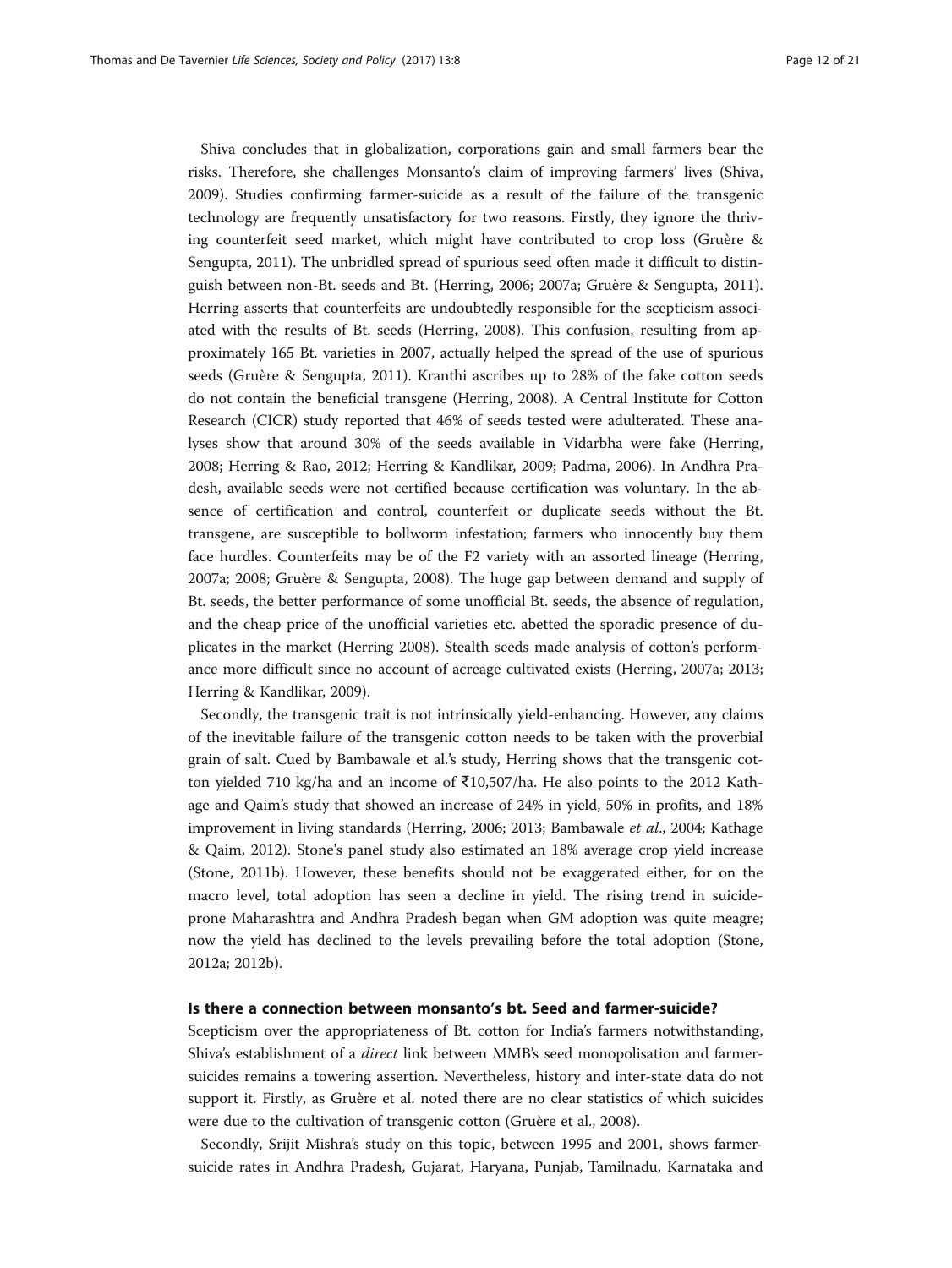Shiva concludes that in globalization, corporations gain and small farmers bear the risks. Therefore, she challenges Monsanto's claim of improving farmers' lives (Shiva, 2009). Studies confirming farmer-suicide as a result of the failure of the transgenic technology are frequently unsatisfactory for two reasons. Firstly, they ignore the thriving counterfeit seed market, which might have contributed to crop loss (Gruère & Sengupta, 2011). The unbridled spread of spurious seed often made it difficult to distinguish between non-Bt. seeds and Bt. (Herring, 2006; 2007a; Gruère & Sengupta, 2011). Herring asserts that counterfeits are undoubtedly responsible for the scepticism associated with the results of Bt. seeds (Herring, 2008). This confusion, resulting from approximately 165 Bt. varieties in 2007, actually helped the spread of the use of spurious seeds (Gruère & Sengupta, 2011). Kranthi ascribes up to 28% of the fake cotton seeds do not contain the beneficial transgene (Herring, 2008). A Central Institute for Cotton Research (CICR) study reported that 46% of seeds tested were adulterated. These analyses show that around 30% of the seeds available in Vidarbha were fake (Herring, 2008; Herring & Rao, 2012; Herring & Kandlikar, 2009; Padma, 2006). In Andhra Pradesh, available seeds were not certified because certification was voluntary. In the absence of certification and control, counterfeit or duplicate seeds without the Bt. transgene, are susceptible to bollworm infestation; farmers who innocently buy them face hurdles. Counterfeits may be of the F2 variety with an assorted lineage (Herring, 2007a; 2008; Gruère & Sengupta, 2008). The huge gap between demand and supply of Bt. seeds, the better performance of some unofficial Bt. seeds, the absence of regulation, and the cheap price of the unofficial varieties etc. abetted the sporadic presence of duplicates in the market (Herring 2008). Stealth seeds made analysis of cotton's performance more difficult since no account of acreage cultivated exists (Herring, 2007a; 2013; Herring & Kandlikar, 2009).

Secondly, the transgenic trait is not intrinsically yield-enhancing. However, any claims of the inevitable failure of the transgenic cotton needs to be taken with the proverbial grain of salt. Cued by Bambawale et al.'s study, Herring shows that the transgenic cotton yielded 710 kg/ha and an income of ₹10,507/ha. He also points to the 2012 Kathage and Qaim's study that showed an increase of 24% in yield, 50% in profits, and 18% improvement in living standards (Herring, 2006; 2013; Bambawale *et al*., 2004; Kathage & Qaim, 2012). Stone's panel study also estimated an 18% average crop yield increase (Stone, 2011b). However, these benefits should not be exaggerated either, for on the macro level, total adoption has seen a decline in yield. The rising trend in suicide-prone Maharashtra and Andhra Pradesh began when GM adoption was quite meagre; now the yield has declined to the levels prevailing before the total adoption (Stone, 2012a; 2012b).

## Is there a connection between monsanto's bt. Seed and farmer-suicide?

Scepticism over the appropriateness of Bt. cotton for India's farmers notwithstanding, Shiva's establishment of a *direct* link between MMB's seed monopolisation and farmer-suicides remains a towering assertion. Nevertheless, history and inter-state data do not support it. Firstly, as Gruère et al. noted there are no clear statistics of which suicides were due to the cultivation of transgenic cotton (Gruère et al., 2008).

Secondly, Srijit Mishra's study on this topic, between 1995 and 2001, shows farmer-suicide rates in Andhra Pradesh, Gujarat, Haryana, Punjab, Tamilnadu, Karnataka and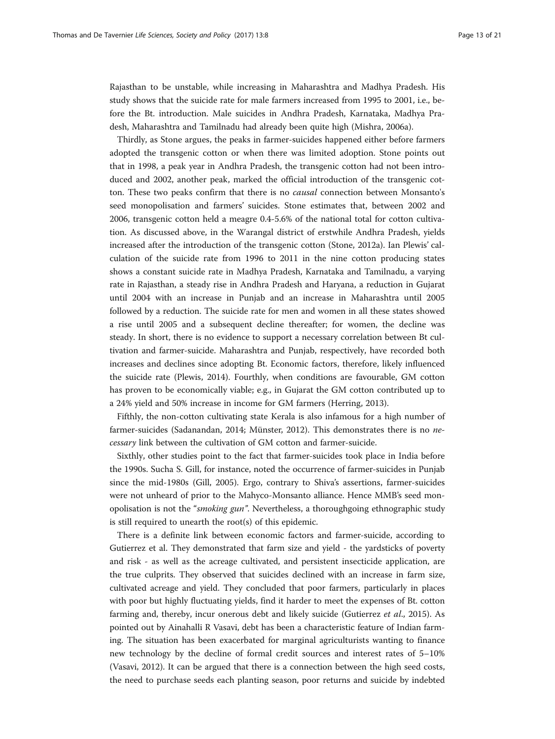Rajasthan to be unstable, while increasing in Maharashtra and Madhya Pradesh. His study shows that the suicide rate for male farmers increased from 1995 to 2001, i.e., before the Bt. introduction. Male suicides in Andhra Pradesh, Karnataka, Madhya Pradesh, Maharashtra and Tamilnadu had already been quite high (Mishra, 2006a).

Thirdly, as Stone argues, the peaks in farmer-suicides happened either before farmers adopted the transgenic cotton or when there was limited adoption. Stone points out that in 1998, a peak year in Andhra Pradesh, the transgenic cotton had not been introduced and 2002, another peak, marked the official introduction of the transgenic cotton. These two peaks confirm that there is no *causal* connection between Monsanto's seed monopolisation and farmers' suicides. Stone estimates that, between 2002 and 2006, transgenic cotton held a meagre 0.4-5.6% of the national total for cotton cultivation. As discussed above, in the Warangal district of erstwhile Andhra Pradesh, yields increased after the introduction of the transgenic cotton (Stone, 2012a). Ian Plewis' calculation of the suicide rate from 1996 to 2011 in the nine cotton producing states shows a constant suicide rate in Madhya Pradesh, Karnataka and Tamilnadu, a varying rate in Rajasthan, a steady rise in Andhra Pradesh and Haryana, a reduction in Gujarat until 2004 with an increase in Punjab and an increase in Maharashtra until 2005 followed by a reduction. The suicide rate for men and women in all these states showed a rise until 2005 and a subsequent decline thereafter; for women, the decline was steady. In short, there is no evidence to support a necessary correlation between Bt cultivation and farmer-suicide. Maharashtra and Punjab, respectively, have recorded both increases and declines since adopting Bt. Economic factors, therefore, likely influenced the suicide rate (Plewis, 2014). Fourthly, when conditions are favourable, GM cotton has proven to be economically viable; e.g., in Gujarat the GM cotton contributed up to a 24% yield and 50% increase in income for GM farmers (Herring, 2013).

Fifthly, the non-cotton cultivating state Kerala is also infamous for a high number of farmer-suicides (Sadanandan, 2014; Münster, 2012). This demonstrates there is no *necessary* link between the cultivation of GM cotton and farmer-suicide.

Sixthly, other studies point to the fact that farmer-suicides took place in India before the 1990s. Sucha S. Gill, for instance, noted the occurrence of farmer-suicides in Punjab since the mid-1980s (Gill, 2005). Ergo, contrary to Shiva's assertions, farmer-suicides were not unheard of prior to the Mahyco-Monsanto alliance. Hence MMB's seed monopolisation is not the "*smoking gun*". Nevertheless, a thoroughgoing ethnographic study is still required to unearth the root(s) of this epidemic.

There is a definite link between economic factors and farmer-suicide, according to Gutierrez et al. They demonstrated that farm size and yield - the yardsticks of poverty and risk - as well as the acreage cultivated, and persistent insecticide application, are the true culprits. They observed that suicides declined with an increase in farm size, cultivated acreage and yield. They concluded that poor farmers, particularly in places with poor but highly fluctuating yields, find it harder to meet the expenses of Bt. cotton farming and, thereby, incur onerous debt and likely suicide (Gutierrez *et al*., 2015). As pointed out by Ainahalli R Vasavi, debt has been a characteristic feature of Indian farming. The situation has been exacerbated for marginal agriculturists wanting to finance new technology by the decline of formal credit sources and interest rates of 5–10% (Vasavi, 2012). It can be argued that there is a connection between the high seed costs, the need to purchase seeds each planting season, poor returns and suicide by indebted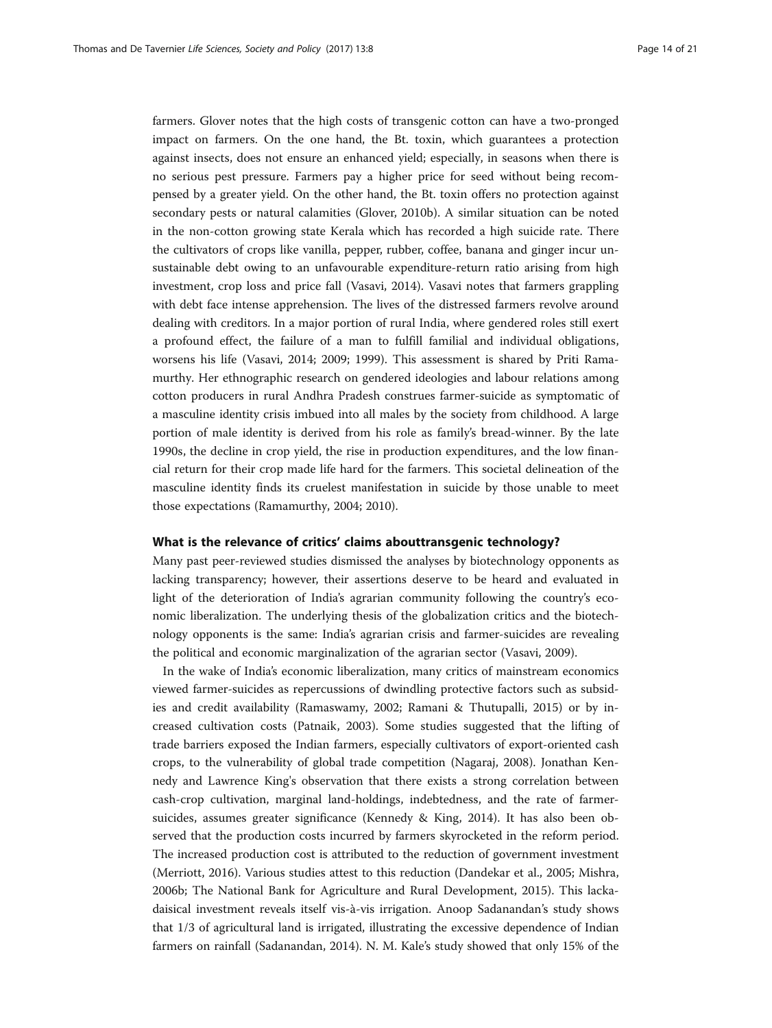farmers. Glover notes that the high costs of transgenic cotton can have a two-pronged impact on farmers. On the one hand, the Bt. toxin, which guarantees a protection against insects, does not ensure an enhanced yield; especially, in seasons when there is no serious pest pressure. Farmers pay a higher price for seed without being recompensed by a greater yield. On the other hand, the Bt. toxin offers no protection against secondary pests or natural calamities (Glover, 2010b). A similar situation can be noted in the non-cotton growing state Kerala which has recorded a high suicide rate. There the cultivators of crops like vanilla, pepper, rubber, coffee, banana and ginger incur unsustainable debt owing to an unfavourable expenditure-return ratio arising from high investment, crop loss and price fall (Vasavi, 2014). Vasavi notes that farmers grappling with debt face intense apprehension. The lives of the distressed farmers revolve around dealing with creditors. In a major portion of rural India, where gendered roles still exert a profound effect, the failure of a man to fulfill familial and individual obligations, worsens his life (Vasavi, 2014; 2009; 1999). This assessment is shared by Priti Ramamurthy. Her ethnographic research on gendered ideologies and labour relations among cotton producers in rural Andhra Pradesh construes farmer-suicide as symptomatic of a masculine identity crisis imbued into all males by the society from childhood. A large portion of male identity is derived from his role as family's bread-winner. By the late 1990s, the decline in crop yield, the rise in production expenditures, and the low financial return for their crop made life hard for the farmers. This societal delineation of the masculine identity finds its cruelest manifestation in suicide by those unable to meet those expectations (Ramamurthy, 2004; 2010).

## What is the relevance of critics' claims abouttransgenic technology?

Many past peer-reviewed studies dismissed the analyses by biotechnology opponents as lacking transparency; however, their assertions deserve to be heard and evaluated in light of the deterioration of India's agrarian community following the country's economic liberalization. The underlying thesis of the globalization critics and the biotechnology opponents is the same: India's agrarian crisis and farmer-suicides are revealing the political and economic marginalization of the agrarian sector (Vasavi, 2009).

In the wake of India's economic liberalization, many critics of mainstream economics viewed farmer-suicides as repercussions of dwindling protective factors such as subsidies and credit availability (Ramaswamy, 2002; Ramani & Thutupalli, 2015) or by increased cultivation costs (Patnaik, 2003). Some studies suggested that the lifting of trade barriers exposed the Indian farmers, especially cultivators of export-oriented cash crops, to the vulnerability of global trade competition (Nagaraj, 2008). Jonathan Kennedy and Lawrence King's observation that there exists a strong correlation between cash-crop cultivation, marginal land-holdings, indebtedness, and the rate of farmer-suicides, assumes greater significance (Kennedy & King, 2014). It has also been observed that the production costs incurred by farmers skyrocketed in the reform period. The increased production cost is attributed to the reduction of government investment (Merriott, 2016). Various studies attest to this reduction (Dandekar et al., 2005; Mishra, 2006b; The National Bank for Agriculture and Rural Development, 2015). This lackadaisical investment reveals itself vis-à-vis irrigation. Anoop Sadanandan's study shows that 1/3 of agricultural land is irrigated, illustrating the excessive dependence of Indian farmers on rainfall (Sadanandan, 2014). N. M. Kale's study showed that only 15% of the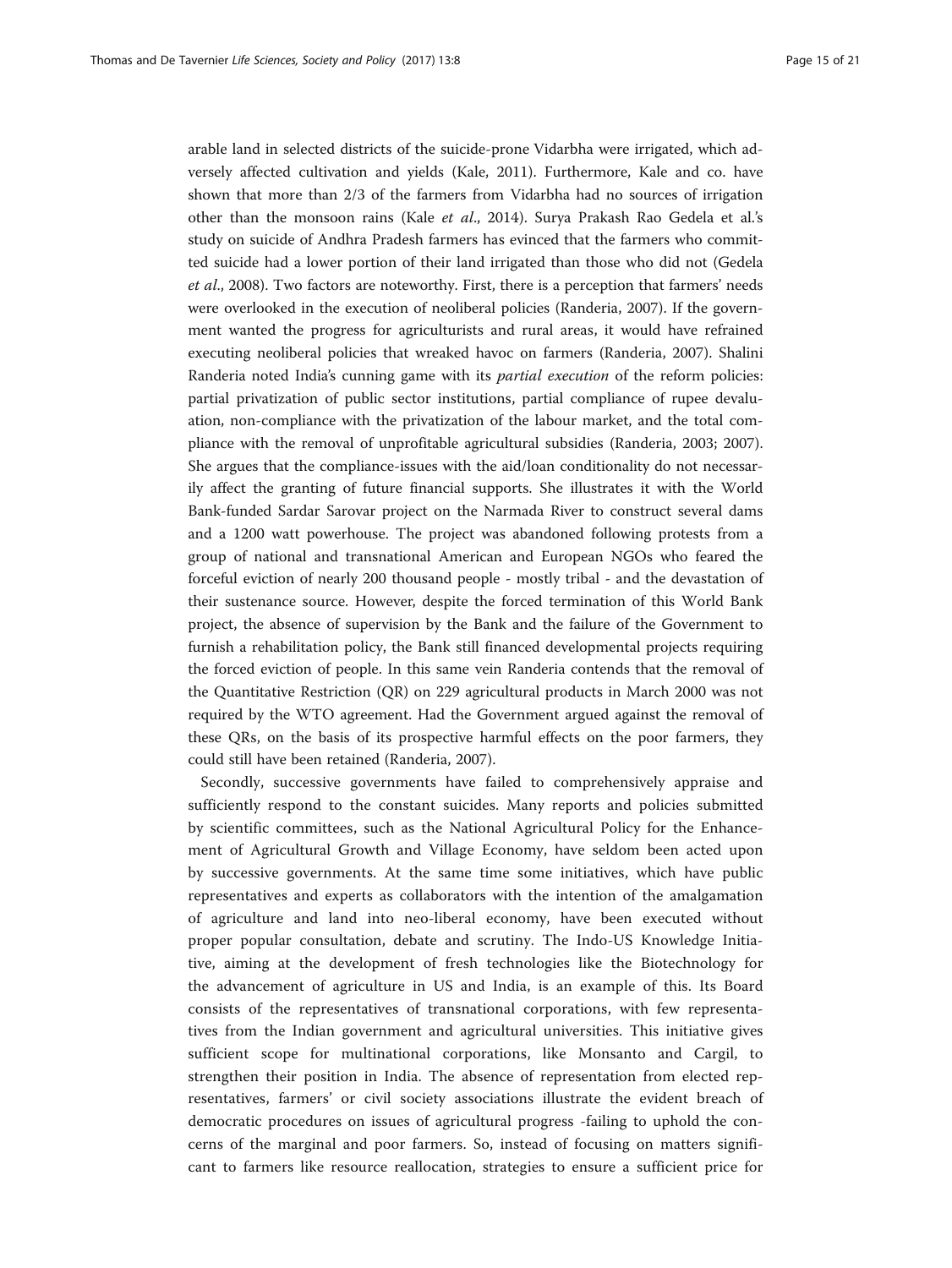arable land in selected districts of the suicide-prone Vidarbha were irrigated, which adversely affected cultivation and yields (Kale, 2011). Furthermore, Kale and co. have shown that more than 2/3 of the farmers from Vidarbha had no sources of irrigation other than the monsoon rains (Kale *et al*., 2014). Surya Prakash Rao Gedela et al.'s study on suicide of Andhra Pradesh farmers has evinced that the farmers who committed suicide had a lower portion of their land irrigated than those who did not (Gedela *et al*., 2008). Two factors are noteworthy. First, there is a perception that farmers' needs were overlooked in the execution of neoliberal policies (Randeria, 2007). If the government wanted the progress for agriculturists and rural areas, it would have refrained executing neoliberal policies that wreaked havoc on farmers (Randeria, 2007). Shalini Randeria noted India's cunning game with its *partial execution* of the reform policies: partial privatization of public sector institutions, partial compliance of rupee devaluation, non-compliance with the privatization of the labour market, and the total compliance with the removal of unprofitable agricultural subsidies (Randeria, 2003; 2007). She argues that the compliance-issues with the aid/loan conditionality do not necessarily affect the granting of future financial supports. She illustrates it with the World Bank-funded Sardar Sarovar project on the Narmada River to construct several dams and a 1200 watt powerhouse. The project was abandoned following protests from a group of national and transnational American and European NGOs who feared the forceful eviction of nearly 200 thousand people - mostly tribal - and the devastation of their sustenance source. However, despite the forced termination of this World Bank project, the absence of supervision by the Bank and the failure of the Government to furnish a rehabilitation policy, the Bank still financed developmental projects requiring the forced eviction of people. In this same vein Randeria contends that the removal of the Quantitative Restriction (QR) on 229 agricultural products in March 2000 was not required by the WTO agreement. Had the Government argued against the removal of these QRs, on the basis of its prospective harmful effects on the poor farmers, they could still have been retained (Randeria, 2007).

Secondly, successive governments have failed to comprehensively appraise and sufficiently respond to the constant suicides. Many reports and policies submitted by scientific committees, such as the National Agricultural Policy for the Enhancement of Agricultural Growth and Village Economy, have seldom been acted upon by successive governments. At the same time some initiatives, which have public representatives and experts as collaborators with the intention of the amalgamation of agriculture and land into neo-liberal economy, have been executed without proper popular consultation, debate and scrutiny. The Indo-US Knowledge Initiative, aiming at the development of fresh technologies like the Biotechnology for the advancement of agriculture in US and India, is an example of this. Its Board consists of the representatives of transnational corporations, with few representatives from the Indian government and agricultural universities. This initiative gives sufficient scope for multinational corporations, like Monsanto and Cargil, to strengthen their position in India. The absence of representation from elected representatives, farmers' or civil society associations illustrate the evident breach of democratic procedures on issues of agricultural progress -failing to uphold the concerns of the marginal and poor farmers. So, instead of focusing on matters significant to farmers like resource reallocation, strategies to ensure a sufficient price for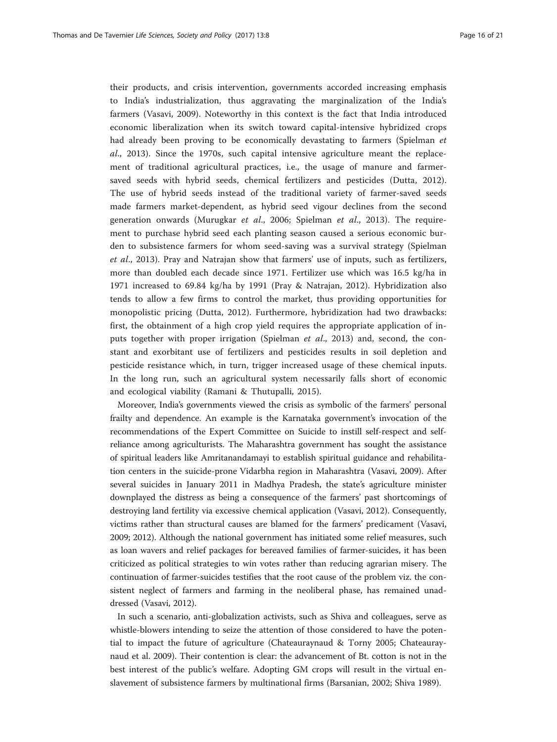their products, and crisis intervention, governments accorded increasing emphasis to India's industrialization, thus aggravating the marginalization of the India's farmers (Vasavi, 2009). Noteworthy in this context is the fact that India introduced economic liberalization when its switch toward capital-intensive hybridized crops had already been proving to be economically devastating to farmers (Spielman *et al*., 2013). Since the 1970s, such capital intensive agriculture meant the replacement of traditional agricultural practices, i.e., the usage of manure and farmer-saved seeds with hybrid seeds, chemical fertilizers and pesticides (Dutta, 2012). The use of hybrid seeds instead of the traditional variety of farmer-saved seeds made farmers market-dependent, as hybrid seed vigour declines from the second generation onwards (Murugkar *et al*., 2006; Spielman *et al*., 2013). The requirement to purchase hybrid seed each planting season caused a serious economic burden to subsistence farmers for whom seed-saving was a survival strategy (Spielman *et al*., 2013). Pray and Natrajan show that farmers' use of inputs, such as fertilizers, more than doubled each decade since 1971. Fertilizer use which was 16.5 kg/ha in 1971 increased to 69.84 kg/ha by 1991 (Pray & Natrajan, 2012). Hybridization also tends to allow a few firms to control the market, thus providing opportunities for monopolistic pricing (Dutta, 2012). Furthermore, hybridization had two drawbacks: first, the obtainment of a high crop yield requires the appropriate application of inputs together with proper irrigation (Spielman *et al*., 2013) and, second, the constant and exorbitant use of fertilizers and pesticides results in soil depletion and pesticide resistance which, in turn, trigger increased usage of these chemical inputs. In the long run, such an agricultural system necessarily falls short of economic and ecological viability (Ramani & Thutupalli, 2015).

Moreover, India's governments viewed the crisis as symbolic of the farmers' personal frailty and dependence. An example is the Karnataka government's invocation of the recommendations of the Expert Committee on Suicide to instill self-respect and self-reliance among agriculturists. The Maharashtra government has sought the assistance of spiritual leaders like Amritanandamayi to establish spiritual guidance and rehabilitation centers in the suicide-prone Vidarbha region in Maharashtra (Vasavi, 2009). After several suicides in January 2011 in Madhya Pradesh, the state's agriculture minister downplayed the distress as being a consequence of the farmers' past shortcomings of destroying land fertility via excessive chemical application (Vasavi, 2012). Consequently, victims rather than structural causes are blamed for the farmers' predicament (Vasavi, 2009; 2012). Although the national government has initiated some relief measures, such as loan wavers and relief packages for bereaved families of farmer-suicides, it has been criticized as political strategies to win votes rather than reducing agrarian misery. The continuation of farmer-suicides testifies that the root cause of the problem viz. the consistent neglect of farmers and farming in the neoliberal phase, has remained unaddressed (Vasavi, 2012).

In such a scenario, anti-globalization activists, such as Shiva and colleagues, serve as whistle-blowers intending to seize the attention of those considered to have the potential to impact the future of agriculture (Chateauraynaud & Torny 2005; Chateauraynaud et al. 2009). Their contention is clear: the advancement of Bt. cotton is not in the best interest of the public's welfare. Adopting GM crops will result in the virtual enslavement of subsistence farmers by multinational firms (Barsanian, 2002; Shiva 1989).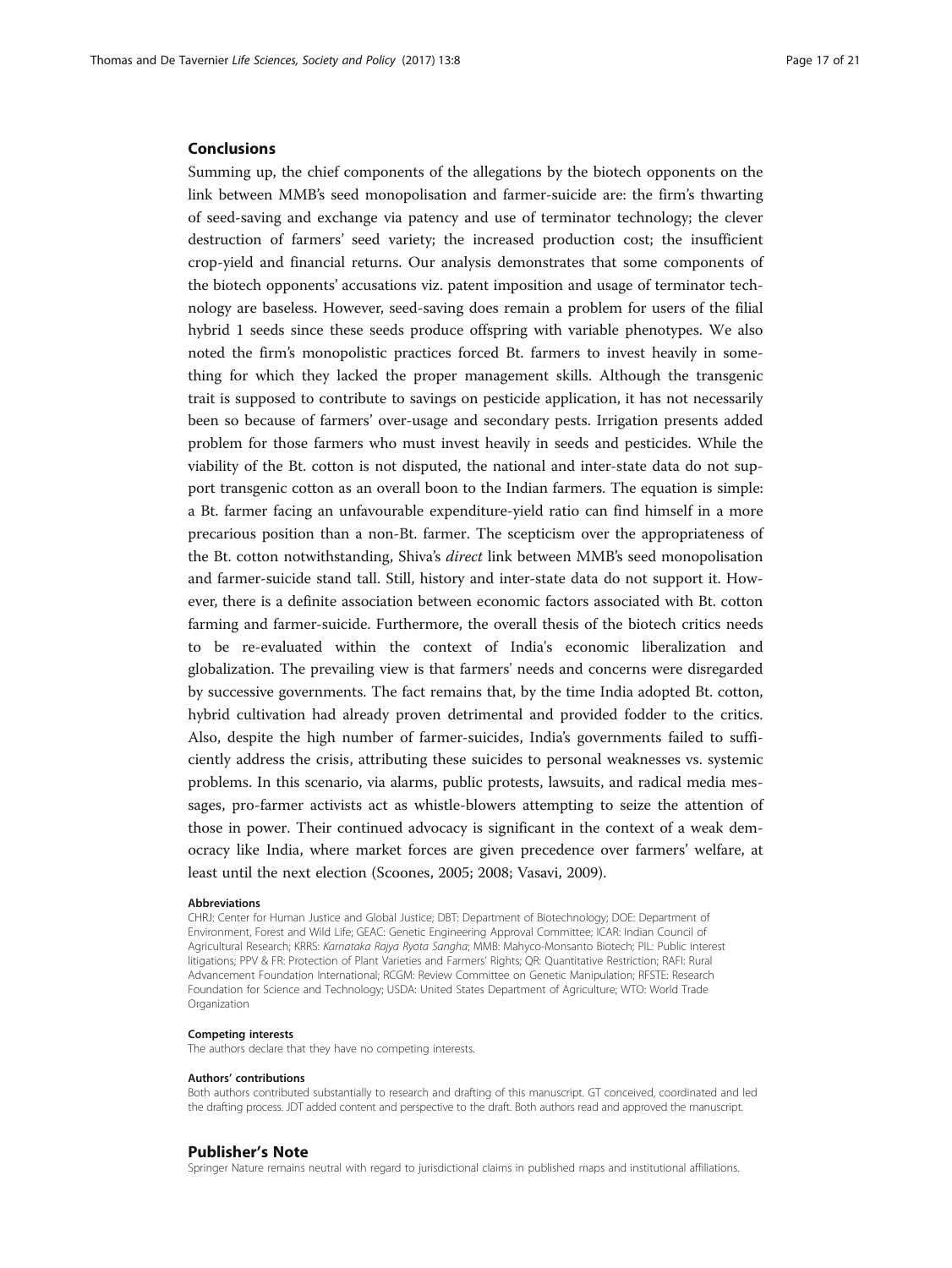## Conclusions

Summing up, the chief components of the allegations by the biotech opponents on the link between MMB's seed monopolisation and farmer-suicide are: the firm's thwarting of seed-saving and exchange via patency and use of terminator technology; the clever destruction of farmers' seed variety; the increased production cost; the insufficient crop-yield and financial returns. Our analysis demonstrates that some components of the biotech opponents' accusations viz. patent imposition and usage of terminator technology are baseless. However, seed-saving does remain a problem for users of the filial hybrid 1 seeds since these seeds produce offspring with variable phenotypes. We also noted the firm's monopolistic practices forced Bt. farmers to invest heavily in something for which they lacked the proper management skills. Although the transgenic trait is supposed to contribute to savings on pesticide application, it has not necessarily been so because of farmers' over-usage and secondary pests. Irrigation presents added problem for those farmers who must invest heavily in seeds and pesticides. While the viability of the Bt. cotton is not disputed, the national and inter-state data do not support transgenic cotton as an overall boon to the Indian farmers. The equation is simple: a Bt. farmer facing an unfavourable expenditure-yield ratio can find himself in a more precarious position than a non-Bt. farmer. The scepticism over the appropriateness of the Bt. cotton notwithstanding, Shiva's *direct* link between MMB's seed monopolisation and farmer-suicide stand tall. Still, history and inter-state data do not support it. However, there is a definite association between economic factors associated with Bt. cotton farming and farmer-suicide. Furthermore, the overall thesis of the biotech critics needs to be re-evaluated within the context of India's economic liberalization and globalization. The prevailing view is that farmers' needs and concerns were disregarded by successive governments. The fact remains that, by the time India adopted Bt. cotton, hybrid cultivation had already proven detrimental and provided fodder to the critics. Also, despite the high number of farmer-suicides, India's governments failed to sufficiently address the crisis, attributing these suicides to personal weaknesses vs. systemic problems. In this scenario, via alarms, public protests, lawsuits, and radical media messages, pro-farmer activists act as whistle-blowers attempting to seize the attention of those in power. Their continued advocacy is significant in the context of a weak democracy like India, where market forces are given precedence over farmers' welfare, at least until the next election (Scoones, 2005; 2008; Vasavi, 2009).

#### Abbreviations

CHRJ: Center for Human Justice and Global Justice; DBT: Department of Biotechnology; DOE: Department of Environment, Forest and Wild Life; GEAC: Genetic Engineering Approval Committee; ICAR: Indian Council of Agricultural Research; KRRS: *Karnataka Rajya Ryota Sangha*; MMB: Mahyco-Monsanto Biotech; PIL: Public interest litigations; PPV & FR: Protection of Plant Varieties and Farmers' Rights; QR: Quantitative Restriction; RAFI: Rural Advancement Foundation International; RCGM: Review Committee on Genetic Manipulation; RFSTE: Research Foundation for Science and Technology; USDA: United States Department of Agriculture; WTO: World Trade Organization

#### Competing interests

The authors declare that they have no competing interests.

#### Authors' contributions

Both authors contributed substantially to research and drafting of this manuscript. GT conceived, coordinated and led the drafting process. JDT added content and perspective to the draft. Both authors read and approved the manuscript.

## Publisher's Note

Springer Nature remains neutral with regard to jurisdictional claims in published maps and institutional affiliations.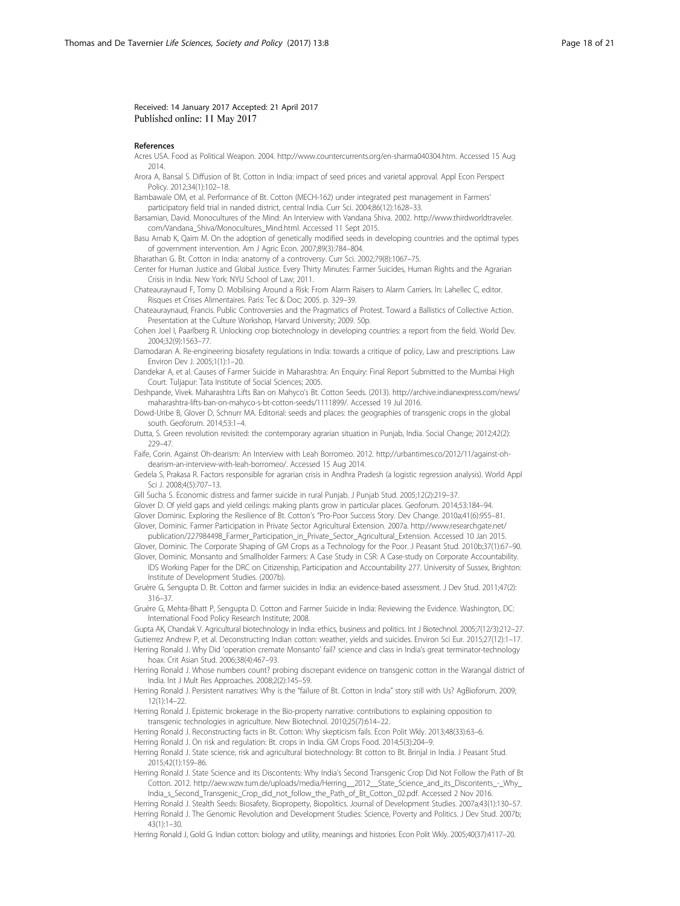Received: 14 January 2017 Accepted: 21 April 2017
Published online: 11 May 2017

## References

Acres USA. Food as Political Weapon. 2004. http://www.countercurrents.org/en-sharma040304.htm. Accessed 15 Aug 2014.

Arora A, Bansal S. Diffusion of Bt. Cotton in India: impact of seed prices and varietal approval. Appl Econ Perspect Policy. 2012;34(1):102–18.

Bambawale OM, et al. Performance of Bt. Cotton (MECH-162) under integrated pest management in Farmers' participatory field trial in nanded district, central India. Curr Sci. 2004;86(12):1628–33.

Barsamian, David. Monocultures of the Mind: An Interview with Vandana Shiva. 2002. http://www.thirdworldtraveler.com/Vandana_Shiva/Monocultures_Mind.html. Accessed 11 Sept 2015.

Basu Arnab K, Qaim M. On the adoption of genetically modified seeds in developing countries and the optimal types of government intervention. Am J Agric Econ. 2007;89(3):784–804.

Bharathan G. Bt. Cotton in India: anatomy of a controversy. Curr Sci. 2002;79(8):1067–75.

Center for Human Justice and Global Justice. Every Thirty Minutes: Farmer Suicides, Human Rights and the Agrarian Crisis in India. New York: NYU School of Law; 2011.

Chateauraynaud F, Torny D. Mobilising Around a Risk: From Alarm Raisers to Alarm Carriers. In: Lahellec C, editor. Risques et Crises Alimentaires. Paris: Tec & Doc; 2005. p. 329–39.

Chateauraynaud, Francis. Public Controversies and the Pragmatics of Protest. Toward a Ballistics of Collective Action. Presentation at the Culture Workshop, Harvard University; 2009. 50p.

Cohen Joel I, Paarlberg R. Unlocking crop biotechnology in developing countries: a report from the field. World Dev. 2004;32(9):1563–77.

Damodaran A. Re-engineering biosafety regulations in India: towards a critique of policy, Law and prescriptions. Law Environ Dev J. 2005;1(1):1–20.

Dandekar A, et al. Causes of Farmer Suicide in Maharashtra: An Enquiry: Final Report Submitted to the Mumbai High Court. Tuljapur: Tata Institute of Social Sciences; 2005.

Deshpande, Vivek. Maharashtra Lifts Ban on Mahyco's Bt. Cotton Seeds. (2013). http://archive.indianexpress.com/news/maharashtra-lifts-ban-on-mahyco-s-bt-cotton-seeds/1111899/. Accessed 19 Jul 2016.

Dowd-Uribe B, Glover D, Schnurr MA. Editorial: seeds and places: the geographies of transgenic crops in the global south. Geoforum. 2014;53:1–4.

Dutta, S. Green revolution revisited: the contemporary agrarian situation in Punjab, India. Social Change; 2012;42(2): 229–47.

Faife, Corin. Against Oh-dearism: An Interview with Leah Borromeo. 2012. http://urbantimes.co/2012/11/against-oh-dearism-an-interview-with-leah-borromeo/. Accessed 15 Aug 2014.

Gedela S, Prakasa R. Factors responsible for agrarian crisis in Andhra Pradesh (a logistic regression analysis). World Appl Sci J. 2008;4(5):707–13.

Gill Sucha S. Economic distress and farmer suicide in rural Punjab. J Punjab Stud. 2005;12(2):219–37.

Glover D. Of yield gaps and yield ceilings: making plants grow in particular places. Geoforum. 2014;53:184–94.

Glover Dominic. Exploring the Resilience of Bt. Cotton's "Pro-Poor Success Story. Dev Change. 2010a;41(6):955–81.

Glover, Dominic. Farmer Participation in Private Sector Agricultural Extension. 2007a. http://www.researchgate.net/publication/227984498_Farmer_Participation_in_Private_Sector_Agricultural_Extension. Accessed 10 Jan 2015.

Glover, Dominic. The Corporate Shaping of GM Crops as a Technology for the Poor. J Peasant Stud. 2010b;37(1):67–90.

Glover, Dominic. Monsanto and Smallholder Farmers: A Case Study in CSR: A Case-study on Corporate Accountability. IDS Working Paper for the DRC on Citizenship, Participation and Accountability 277. University of Sussex, Brighton: Institute of Development Studies. (2007b).

Gruère G, Sengupta D. Bt. Cotton and farmer suicides in India: an evidence-based assessment. J Dev Stud. 2011;47(2): 316–37.

Gruère G, Mehta-Bhatt P, Sengupta D. Cotton and Farmer Suicide in India: Reviewing the Evidence. Washington, DC: International Food Policy Research Institute; 2008.

Gupta AK, Chandak V. Agricultural biotechnology in India: ethics, business and politics. Int J Biotechnol. 2005;7(12/3):212–27.

Gutierrez Andrew P, et al. Deconstructing Indian cotton: weather, yields and suicides. Environ Sci Eur. 2015;27(12):1–17.

Herring Ronald J. Why Did 'operation cremate Monsanto' fail? science and class in India's great terminator-technology hoax. Crit Asian Stud. 2006;38(4):467–93.

Herring Ronald J. Whose numbers count? probing discrepant evidence on transgenic cotton in the Warangal district of India. Int J Mult Res Approaches. 2008;2(2):145–59.

Herring Ronald J. Persistent narratives: Why is the "failure of Bt. Cotton in India" story still with Us? AgBioforum. 2009; 12(1):14–22.

Herring Ronald J. Epistemic brokerage in the Bio-property narrative: contributions to explaining opposition to transgenic technologies in agriculture. New Biotechnol. 2010;25(7):614–22.

Herring Ronald J. Reconstructing facts in Bt. Cotton: Why skepticism fails. Econ Polit Wkly. 2013;48(33):63–6.

Herring Ronald J. On risk and regulation: Bt. crops in India. GM Crops Food. 2014;5(3):204–9.

Herring Ronald J. State science, risk and agricultural biotechnology: Bt cotton to Bt. Brinjal in India. J Peasant Stud. 2015;42(1):159–86.

Herring Ronald J. State Science and its Discontents: Why India's Second Transgenic Crop Did Not Follow the Path of Bt Cotton. 2012. http://aew.wzw.tum.de/uploads/media/Herring__2012__State_Science_and_its_Discontents_-_Why_India_s_Second_Transgenic_Crop_did_not_follow_the_Path_of_Bt_Cotton._02.pdf. Accessed 2 Nov 2016.

Herring Ronald J. Stealth Seeds: Biosafety, Bioproperty, Biopolitics. Journal of Development Studies. 2007a;43(1):130–57.

Herring Ronald J. The Genomic Revolution and Development Studies: Science, Poverty and Politics. J Dev Stud. 2007b; 43(1):1–30.

Herring Ronald J, Gold G. Indian cotton: biology and utility, meanings and histories. Econ Polit Wkly. 2005;40(37):4117–20.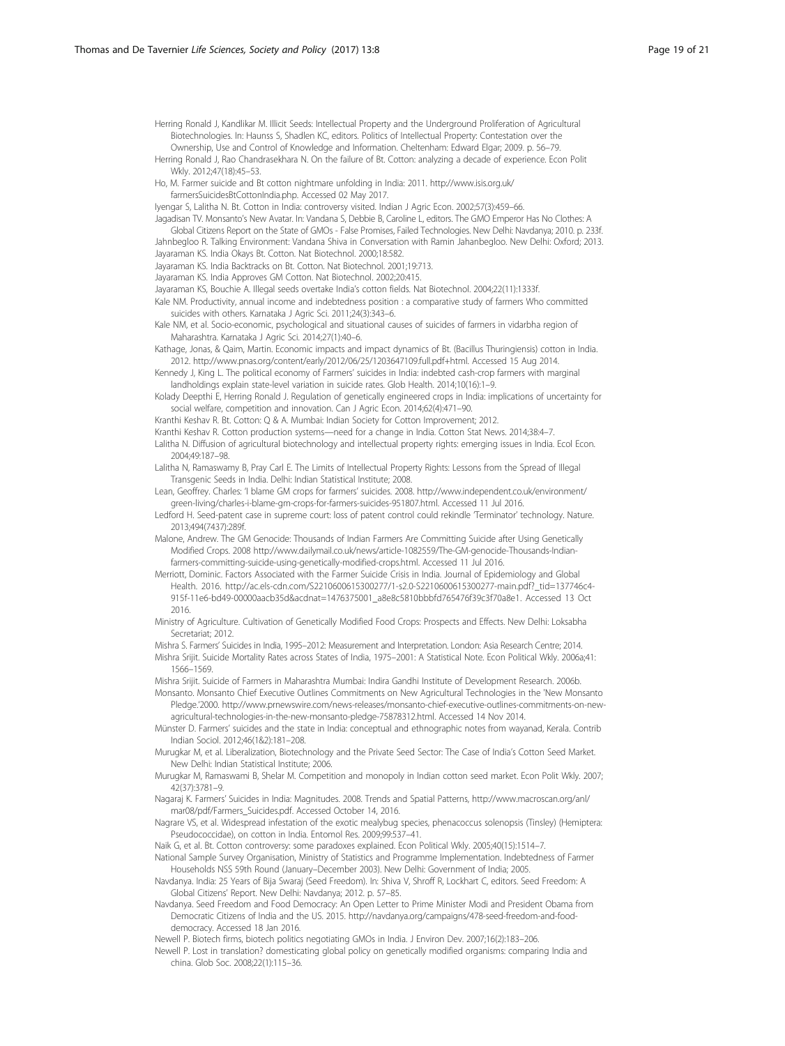Herring Ronald J, Kandlikar M. Illicit Seeds: Intellectual Property and the Underground Proliferation of Agricultural Biotechnologies. In: Haunss S, Shadlen KC, editors. Politics of Intellectual Property: Contestation over the Ownership, Use and Control of Knowledge and Information. Cheltenham: Edward Elgar; 2009. p. 56–79.

Herring Ronald J, Rao Chandrasekhara N. On the failure of Bt. Cotton: analyzing a decade of experience. Econ Polit Wkly. 2012;47(18):45–53.

Ho, M. Farmer suicide and Bt cotton nightmare unfolding in India: 2011. http://www.isis.org.uk/farmersSuicidesBtCottonIndia.php. Accessed 02 May 2017.

Iyengar S, Lalitha N. Bt. Cotton in India: controversy visited. Indian J Agric Econ. 2002;57(3):459–66.

Jagadisan TV. Monsanto's New Avatar. In: Vandana S, Debbie B, Caroline L, editors. The GMO Emperor Has No Clothes: A Global Citizens Report on the State of GMOs - False Promises, Failed Technologies. New Delhi: Navdanya; 2010. p. 233f.

Jahnbegloo R. Talking Environment: Vandana Shiva in Conversation with Ramin Jahanbegloo. New Delhi: Oxford; 2013.

Jayaraman KS. India Okays Bt. Cotton. Nat Biotechnol. 2000;18:582.

Jayaraman KS. India Backtracks on Bt. Cotton. Nat Biotechnol. 2001;19:713.

Jayaraman KS. India Approves GM Cotton. Nat Biotechnol. 2002;20:415.

Jayaraman KS, Bouchie A. Illegal seeds overtake India's cotton fields. Nat Biotechnol. 2004;22(11):1333f.

Kale NM. Productivity, annual income and indebtedness position : a comparative study of farmers Who committed suicides with others. Karnataka J Agric Sci. 2011;24(3):343–6.

Kale NM, et al. Socio-economic, psychological and situational causes of suicides of farmers in vidarbha region of Maharashtra. Karnataka J Agric Sci. 2014;27(1):40–6.

Kathage, Jonas, & Qaim, Martin. Economic impacts and impact dynamics of Bt. (Bacillus Thuringiensis) cotton in India. 2012. http://www.pnas.org/content/early/2012/06/25/1203647109.full.pdf+html. Accessed 15 Aug 2014.

Kennedy J, King L. The political economy of Farmers' suicides in India: indebted cash-crop farmers with marginal landholdings explain state-level variation in suicide rates. Glob Health. 2014;10(16):1–9.

Kolady Deepthi E, Herring Ronald J. Regulation of genetically engineered crops in India: implications of uncertainty for social welfare, competition and innovation. Can J Agric Econ. 2014;62(4):471–90.

Kranthi Keshav R. Bt. Cotton: Q & A. Mumbai: Indian Society for Cotton Improvement; 2012.

Kranthi Keshav R. Cotton production systems—need for a change in India. Cotton Stat News. 2014;38:4–7.

Lalitha N. Diffusion of agricultural biotechnology and intellectual property rights: emerging issues in India. Ecol Econ. 2004;49:187–98.

Lalitha N, Ramaswamy B, Pray Carl E. The Limits of Intellectual Property Rights: Lessons from the Spread of Illegal Transgenic Seeds in India. Delhi: Indian Statistical Institute; 2008.

Lean, Geoffrey. Charles: 'I blame GM crops for farmers' suicides. 2008. http://www.independent.co.uk/environment/green-living/charles-i-blame-gm-crops-for-farmers-suicides-951807.html. Accessed 11 Jul 2016.

Ledford H. Seed-patent case in supreme court: loss of patent control could rekindle 'Terminator' technology. Nature. 2013;494(7437):289f.

Malone, Andrew. The GM Genocide: Thousands of Indian Farmers Are Committing Suicide after Using Genetically Modified Crops. 2008 http://www.dailymail.co.uk/news/article-1082559/The-GM-genocide-Thousands-Indian-farmers-committing-suicide-using-genetically-modified-crops.html. Accessed 11 Jul 2016.

Merriott, Dominic. Factors Associated with the Farmer Suicide Crisis in India. Journal of Epidemiology and Global Health. 2016. http://ac.els-cdn.com/S2210600615300277/1-s2.0-S2210600615300277-main.pdf?_tid=137746c4-915f-11e6-bd49-00000aacb35d&acdnat=1476375001_a8e8c5810bbbfd765476f39c3f70a8e1. Accessed 13 Oct 2016.

Ministry of Agriculture. Cultivation of Genetically Modified Food Crops: Prospects and Effects. New Delhi: Loksabha Secretariat; 2012.

Mishra S. Farmers' Suicides in India, 1995–2012: Measurement and Interpretation. London: Asia Research Centre; 2014.

Mishra Srijit. Suicide Mortality Rates across States of India, 1975–2001: A Statistical Note. Econ Political Wkly. 2006a;41:1566–1569.

Mishra Srijit. Suicide of Farmers in Maharashtra Mumbai: Indira Gandhi Institute of Development Research. 2006b.

Monsanto. Monsanto Chief Executive Outlines Commitments on New Agricultural Technologies in the 'New Monsanto Pledge.'2000. http://www.prnewswire.com/news-releases/monsanto-chief-executive-outlines-commitments-on-new-agricultural-technologies-in-the-new-monsanto-pledge-75878312.html. Accessed 14 Nov 2014.

Münster D. Farmers' suicides and the state in India: conceptual and ethnographic notes from wayanad, Kerala. Contrib Indian Sociol. 2012;46(1&2):181–208.

Murugkar M, et al. Liberalization, Biotechnology and the Private Seed Sector: The Case of India's Cotton Seed Market. New Delhi: Indian Statistical Institute; 2006.

Murugkar M, Ramaswami B, Shelar M. Competition and monopoly in Indian cotton seed market. Econ Polit Wkly. 2007;42(37):3781–9.

Nagaraj K. Farmers' Suicides in India: Magnitudes. 2008. Trends and Spatial Patterns, http://www.macroscan.org/anl/mar08/pdf/Farmers_Suicides.pdf. Accessed October 14, 2016.

Nagrare VS, et al. Widespread infestation of the exotic mealybug species, phenacoccus solenopsis (Tinsley) (Hemiptera: Pseudococcidae), on cotton in India. Entomol Res. 2009;99:537–41.

Naik G, et al. Bt. Cotton controversy: some paradoxes explained. Econ Political Wkly. 2005;40(15):1514–7.

National Sample Survey Organisation, Ministry of Statistics and Programme Implementation. Indebtedness of Farmer Households NSS 59th Round (January–December 2003). New Delhi: Government of India; 2005.

Navdanya. India: 25 Years of Bija Swaraj (Seed Freedom). In: Shiva V, Shroff R, Lockhart C, editors. Seed Freedom: A Global Citizens' Report. New Delhi: Navdanya; 2012. p. 57–85.

Navdanya. Seed Freedom and Food Democracy: An Open Letter to Prime Minister Modi and President Obama from Democratic Citizens of India and the US. 2015. http://navdanya.org/campaigns/478-seed-freedom-and-food-democracy. Accessed 18 Jan 2016.

Newell P. Biotech firms, biotech politics negotiating GMOs in India. J Environ Dev. 2007;16(2):183–206.

Newell P. Lost in translation? domesticating global policy on genetically modified organisms: comparing India and china. Glob Soc. 2008;22(1):115–36.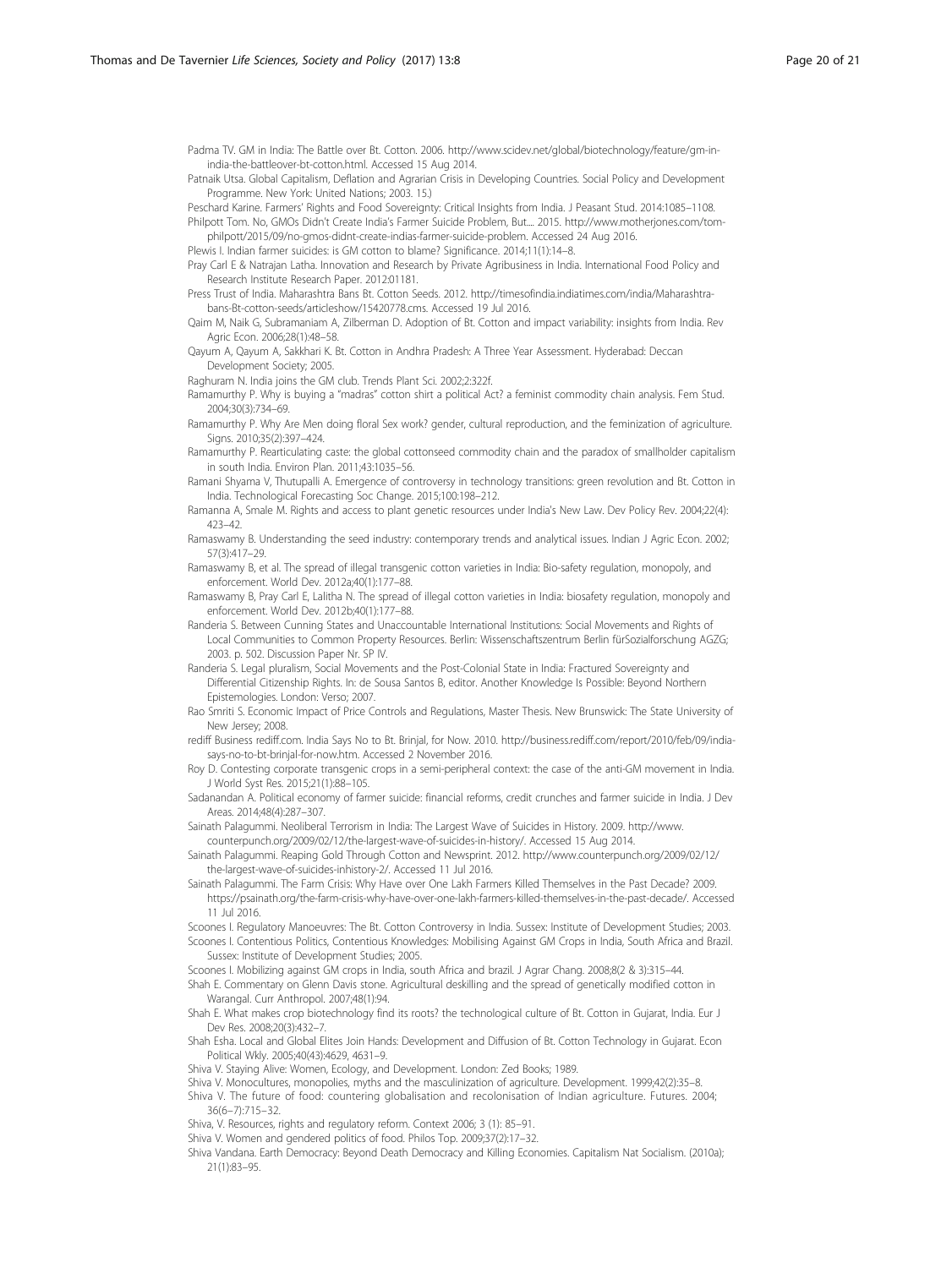Padma TV. GM in India: The Battle over Bt. Cotton. 2006. http://www.scidev.net/global/biotechnology/feature/gm-in-india-the-battleover-bt-cotton.html. Accessed 15 Aug 2014.

Patnaik Utsa. Global Capitalism, Deflation and Agrarian Crisis in Developing Countries. Social Policy and Development Programme. New York: United Nations; 2003. 15.)

Peschard Karine. Farmers' Rights and Food Sovereignty: Critical Insights from India. J Peasant Stud. 2014:1085–1108.

Philpott Tom. No, GMOs Didn't Create India's Farmer Suicide Problem, But.... 2015. http://www.motherjones.com/tom-philpott/2015/09/no-gmos-didnt-create-indias-farmer-suicide-problem. Accessed 24 Aug 2016.

Plewis I. Indian farmer suicides: is GM cotton to blame? Significance. 2014;11(1):14–8.

Pray Carl E & Natrajan Latha. Innovation and Research by Private Agribusiness in India. International Food Policy and Research Institute Research Paper. 2012:01181.

Press Trust of India. Maharashtra Bans Bt. Cotton Seeds. 2012. http://timesofindia.indiatimes.com/india/Maharashtra-bans-Bt-cotton-seeds/articleshow/15420778.cms. Accessed 19 Jul 2016.

Qaim M, Naik G, Subramaniam A, Zilberman D. Adoption of Bt. Cotton and impact variability: insights from India. Rev Agric Econ. 2006;28(1):48–58.

Qayum A, Qayum A, Sakkhari K. Bt. Cotton in Andhra Pradesh: A Three Year Assessment. Hyderabad: Deccan Development Society; 2005.

Raghuram N. India joins the GM club. Trends Plant Sci. 2002;2:322f.

Ramamurthy P. Why is buying a "madras" cotton shirt a political Act? a feminist commodity chain analysis. Fem Stud. 2004;30(3):734–69.

Ramamurthy P. Why Are Men doing floral Sex work? gender, cultural reproduction, and the feminization of agriculture. Signs. 2010;35(2):397–424.

Ramamurthy P. Rearticulating caste: the global cottonseed commodity chain and the paradox of smallholder capitalism in south India. Environ Plan. 2011;43:1035–56.

Ramani Shyama V, Thutupalli A. Emergence of controversy in technology transitions: green revolution and Bt. Cotton in India. Technological Forecasting Soc Change. 2015;100:198–212.

Ramanna A, Smale M. Rights and access to plant genetic resources under India's New Law. Dev Policy Rev. 2004;22(4): 423–42.

Ramaswamy B. Understanding the seed industry: contemporary trends and analytical issues. Indian J Agric Econ. 2002; 57(3):417–29.

Ramaswamy B, et al. The spread of illegal transgenic cotton varieties in India: Bio-safety regulation, monopoly, and enforcement. World Dev. 2012a;40(1):177–88.

Ramaswamy B, Pray Carl E, Lalitha N. The spread of illegal cotton varieties in India: biosafety regulation, monopoly and enforcement. World Dev. 2012b;40(1):177–88.

Randeria S. Between Cunning States and Unaccountable International Institutions: Social Movements and Rights of Local Communities to Common Property Resources. Berlin: Wissenschaftszentrum Berlin fürSozialforschung AGZG; 2003. p. 502. Discussion Paper Nr. SP IV.

Randeria S. Legal pluralism, Social Movements and the Post-Colonial State in India: Fractured Sovereignty and Differential Citizenship Rights. In: de Sousa Santos B, editor. Another Knowledge Is Possible: Beyond Northern Epistemologies. London: Verso; 2007.

Rao Smriti S. Economic Impact of Price Controls and Regulations, Master Thesis. New Brunswick: The State University of New Jersey; 2008.

rediff Business rediff.com. India Says No to Bt. Brinjal, for Now. 2010. http://business.rediff.com/report/2010/feb/09/india-says-no-to-bt-brinjal-for-now.htm. Accessed 2 November 2016.

Roy D. Contesting corporate transgenic crops in a semi-peripheral context: the case of the anti-GM movement in India. J World Syst Res. 2015;21(1):88–105.

Sadanandan A. Political economy of farmer suicide: financial reforms, credit crunches and farmer suicide in India. J Dev Areas. 2014;48(4):287–307.

Sainath Palagummi. Neoliberal Terrorism in India: The Largest Wave of Suicides in History. 2009. http://www.counterpunch.org/2009/02/12/the-largest-wave-of-suicides-in-history/. Accessed 15 Aug 2014.

Sainath Palagummi. Reaping Gold Through Cotton and Newsprint. 2012. http://www.counterpunch.org/2009/02/12/the-largest-wave-of-suicides-inhistory-2/. Accessed 11 Jul 2016.

Sainath Palagummi. The Farm Crisis: Why Have over One Lakh Farmers Killed Themselves in the Past Decade? 2009. https://psainath.org/the-farm-crisis-why-have-over-one-lakh-farmers-killed-themselves-in-the-past-decade/. Accessed 11 Jul 2016.

Scoones I. Regulatory Manoeuvres: The Bt. Cotton Controversy in India. Sussex: Institute of Development Studies; 2003.

Scoones I. Contentious Politics, Contentious Knowledges: Mobilising Against GM Crops in India, South Africa and Brazil. Sussex: Institute of Development Studies; 2005.

Scoones I. Mobilizing against GM crops in India, south Africa and brazil. J Agrar Chang. 2008;8(2 & 3):315–44.

Shah E. Commentary on Glenn Davis stone. Agricultural deskilling and the spread of genetically modified cotton in Warangal. Curr Anthropol. 2007;48(1):94.

Shah E. What makes crop biotechnology find its roots? the technological culture of Bt. Cotton in Gujarat, India. Eur J Dev Res. 2008;20(3):432–7.

Shah Esha. Local and Global Elites Join Hands: Development and Diffusion of Bt. Cotton Technology in Gujarat. Econ Political Wkly. 2005;40(43):4629, 4631–9.

Shiva V. Staying Alive: Women, Ecology, and Development. London: Zed Books; 1989.

Shiva V. Monocultures, monopolies, myths and the masculinization of agriculture. Development. 1999;42(2):35–8.

Shiva V. The future of food: countering globalisation and recolonisation of Indian agriculture. Futures. 2004; 36(6–7):715–32.

Shiva, V. Resources, rights and regulatory reform. Context 2006; 3 (1): 85–91.

Shiva V. Women and gendered politics of food. Philos Top. 2009;37(2):17–32.

Shiva Vandana. Earth Democracy: Beyond Death Democracy and Killing Economies. Capitalism Nat Socialism. (2010a); 21(1):83–95.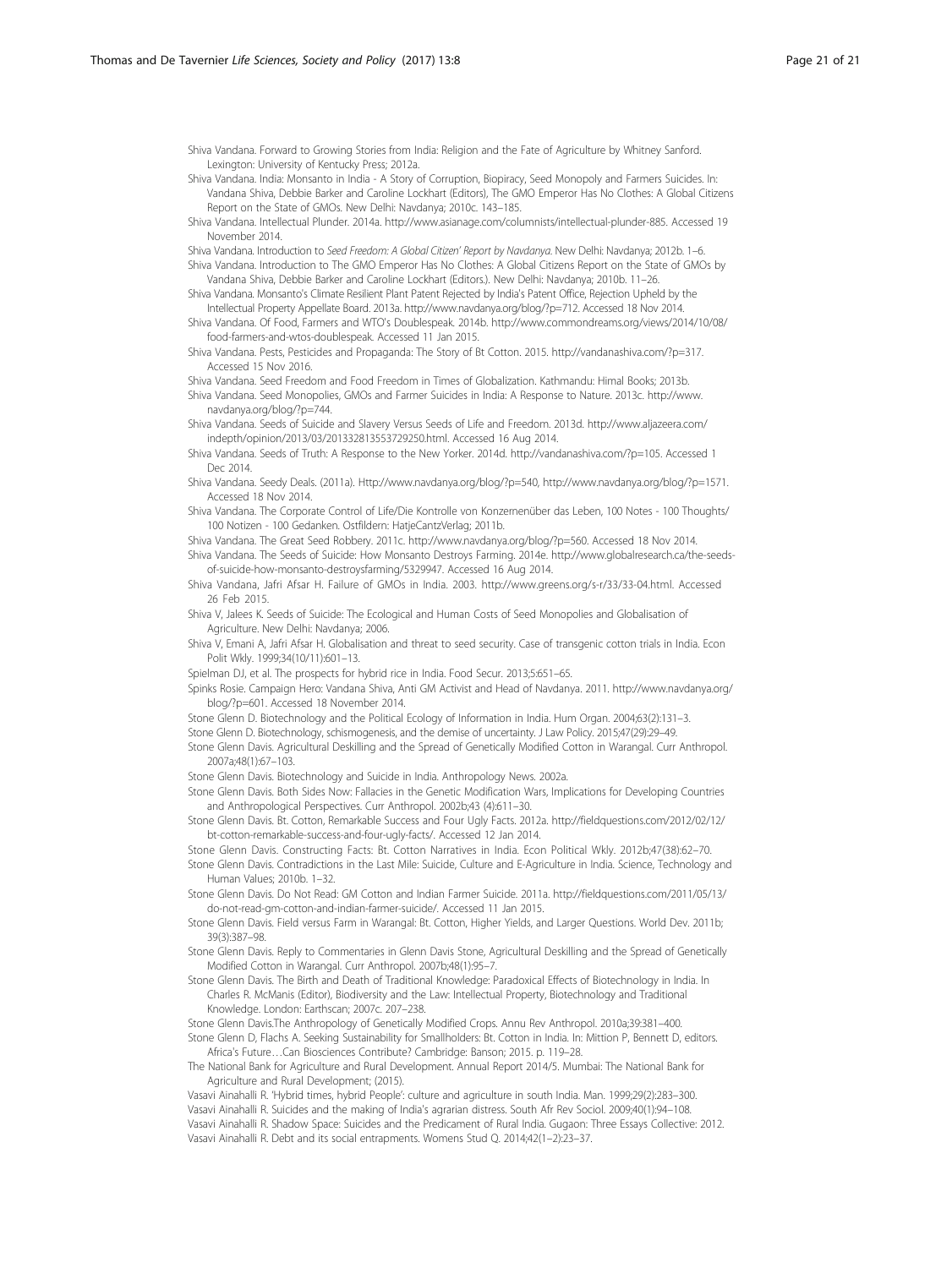Shiva Vandana. Forward to Growing Stories from India: Religion and the Fate of Agriculture by Whitney Sanford. Lexington: University of Kentucky Press; 2012a.

Shiva Vandana. India: Monsanto in India - A Story of Corruption, Biopiracy, Seed Monopoly and Farmers Suicides. In: Vandana Shiva, Debbie Barker and Caroline Lockhart (Editors), The GMO Emperor Has No Clothes: A Global Citizens Report on the State of GMOs. New Delhi: Navdanya; 2010c. 143–185.

Shiva Vandana. Intellectual Plunder. 2014a. http://www.asianage.com/columnists/intellectual-plunder-885. Accessed 19 November 2014.

Shiva Vandana. Introduction to *Seed Freedom: A Global Citizen' Report by Navdanya*. New Delhi: Navdanya; 2012b. 1–6.

Shiva Vandana. Introduction to The GMO Emperor Has No Clothes: A Global Citizens Report on the State of GMOs by Vandana Shiva, Debbie Barker and Caroline Lockhart (Editors.). New Delhi: Navdanya; 2010b. 11–26.

Shiva Vandana. Monsanto's Climate Resilient Plant Patent Rejected by India's Patent Office, Rejection Upheld by the Intellectual Property Appellate Board. 2013a. http://www.navdanya.org/blog/?p=712. Accessed 18 Nov 2014.

Shiva Vandana. Of Food, Farmers and WTO's Doublespeak. 2014b. http://www.commondreams.org/views/2014/10/08/food-farmers-and-wtos-doublespeak. Accessed 11 Jan 2015.

Shiva Vandana. Pests, Pesticides and Propaganda: The Story of Bt Cotton. 2015. http://vandanashiva.com/?p=317. Accessed 15 Nov 2016.

Shiva Vandana. Seed Freedom and Food Freedom in Times of Globalization. Kathmandu: Himal Books; 2013b.

Shiva Vandana. Seed Monopolies, GMOs and Farmer Suicides in India: A Response to Nature. 2013c. http://www.navdanya.org/blog/?p=744.

Shiva Vandana. Seeds of Suicide and Slavery Versus Seeds of Life and Freedom. 2013d. http://www.aljazeera.com/indepth/opinion/2013/03/201332813553729250.html. Accessed 16 Aug 2014.

Shiva Vandana. Seeds of Truth: A Response to the New Yorker. 2014d. http://vandanashiva.com/?p=105. Accessed 1 Dec 2014.

Shiva Vandana. Seedy Deals. (2011a). Http://www.navdanya.org/blog/?p=540, http://www.navdanya.org/blog/?p=1571. Accessed 18 Nov 2014.

Shiva Vandana. The Corporate Control of Life/Die Kontrolle von Konzernenüber das Leben, 100 Notes - 100 Thoughts/ 100 Notizen - 100 Gedanken. Ostfildern: HatjeCantzVerlag; 2011b.

Shiva Vandana. The Great Seed Robbery. 2011c. http://www.navdanya.org/blog/?p=560. Accessed 18 Nov 2014.

Shiva Vandana. The Seeds of Suicide: How Monsanto Destroys Farming. 2014e. http://www.globalresearch.ca/the-seeds-of-suicide-how-monsanto-destroysfarming/5329947. Accessed 16 Aug 2014.

Shiva Vandana, Jafri Afsar H. Failure of GMOs in India. 2003. http://www.greens.org/s-r/33/33-04.html. Accessed 26 Feb 2015.

Shiva V, Jalees K. Seeds of Suicide: The Ecological and Human Costs of Seed Monopolies and Globalisation of Agriculture. New Delhi: Navdanya; 2006.

Shiva V, Emani A, Jafri Afsar H. Globalisation and threat to seed security. Case of transgenic cotton trials in India. Econ Polit Wkly. 1999;34(10/11):601–13.

Spielman DJ, et al. The prospects for hybrid rice in India. Food Secur. 2013;5:651–65.

Spinks Rosie. Campaign Hero: Vandana Shiva, Anti GM Activist and Head of Navdanya. 2011. http://www.navdanya.org/blog/?p=601. Accessed 18 November 2014.

Stone Glenn D. Biotechnology and the Political Ecology of Information in India. Hum Organ. 2004;63(2):131–3.

Stone Glenn D. Biotechnology, schismogenesis, and the demise of uncertainty. J Law Policy. 2015;47(29):29–49.

Stone Glenn Davis. Agricultural Deskilling and the Spread of Genetically Modified Cotton in Warangal. Curr Anthropol. 2007a;48(1):67–103.

Stone Glenn Davis. Biotechnology and Suicide in India. Anthropology News. 2002a.

Stone Glenn Davis. Both Sides Now: Fallacies in the Genetic Modification Wars, Implications for Developing Countries and Anthropological Perspectives. Curr Anthropol. 2002b;43 (4):611–30.

Stone Glenn Davis. Bt. Cotton, Remarkable Success and Four Ugly Facts. 2012a. http://fieldquestions.com/2012/02/12/bt-cotton-remarkable-success-and-four-ugly-facts/. Accessed 12 Jan 2014.

Stone Glenn Davis. Constructing Facts: Bt. Cotton Narratives in India. Econ Political Wkly. 2012b;47(38):62–70.

Stone Glenn Davis. Contradictions in the Last Mile: Suicide, Culture and E-Agriculture in India. Science, Technology and Human Values; 2010b. 1–32.

Stone Glenn Davis. Do Not Read: GM Cotton and Indian Farmer Suicide. 2011a. http://fieldquestions.com/2011/05/13/do-not-read-gm-cotton-and-indian-farmer-suicide/. Accessed 11 Jan 2015.

Stone Glenn Davis. Field versus Farm in Warangal: Bt. Cotton, Higher Yields, and Larger Questions. World Dev. 2011b; 39(3):387–98.

Stone Glenn Davis. Reply to Commentaries in Glenn Davis Stone, Agricultural Deskilling and the Spread of Genetically Modified Cotton in Warangal. Curr Anthropol. 2007b;48(1):95–7.

Stone Glenn Davis. The Birth and Death of Traditional Knowledge: Paradoxical Effects of Biotechnology in India. In Charles R. McManis (Editor), Biodiversity and the Law: Intellectual Property, Biotechnology and Traditional Knowledge. London: Earthscan; 2007c. 207–238.

Stone Glenn Davis.The Anthropology of Genetically Modified Crops. Annu Rev Anthropol. 2010a;39:381–400.

Stone Glenn D, Flachs A. Seeking Sustainability for Smallholders: Bt. Cotton in India. In: Mittion P, Bennett D, editors. Africa's Future…Can Biosciences Contribute? Cambridge: Banson; 2015. p. 119–28.

The National Bank for Agriculture and Rural Development. Annual Report 2014/5. Mumbai: The National Bank for Agriculture and Rural Development; (2015).

Vasavi Ainahalli R. 'Hybrid times, hybrid People': culture and agriculture in south India. Man. 1999;29(2):283–300.

Vasavi Ainahalli R. Suicides and the making of India's agrarian distress. South Afr Rev Sociol. 2009;40(1):94–108.

Vasavi Ainahalli R. Shadow Space: Suicides and the Predicament of Rural India. Gugaon: Three Essays Collective: 2012.

Vasavi Ainahalli R. Debt and its social entrapments. Womens Stud Q. 2014;42(1–2):23–37.